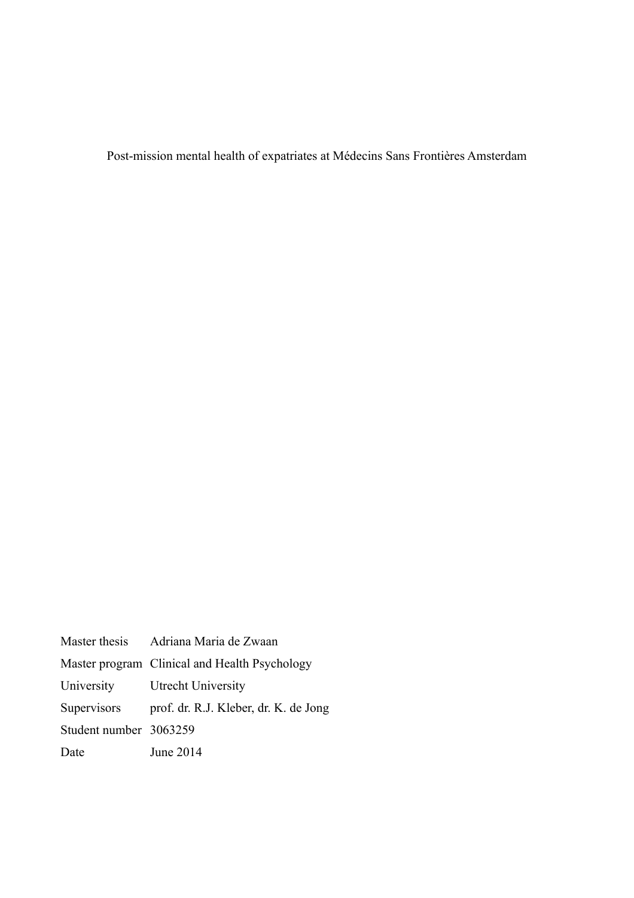# Post-mission mental health of expatriates at Médecins Sans Frontières Amsterdam

| | |
|---|---|
| Master thesis | Adriana Maria de Zwaan |
| Master program | Clinical and Health Psychology |
| University | Utrecht University |
| Supervisors | prof. dr. R.J. Kleber, dr. K. de Jong |
| Student number | 3063259 |
| Date | June 2014 |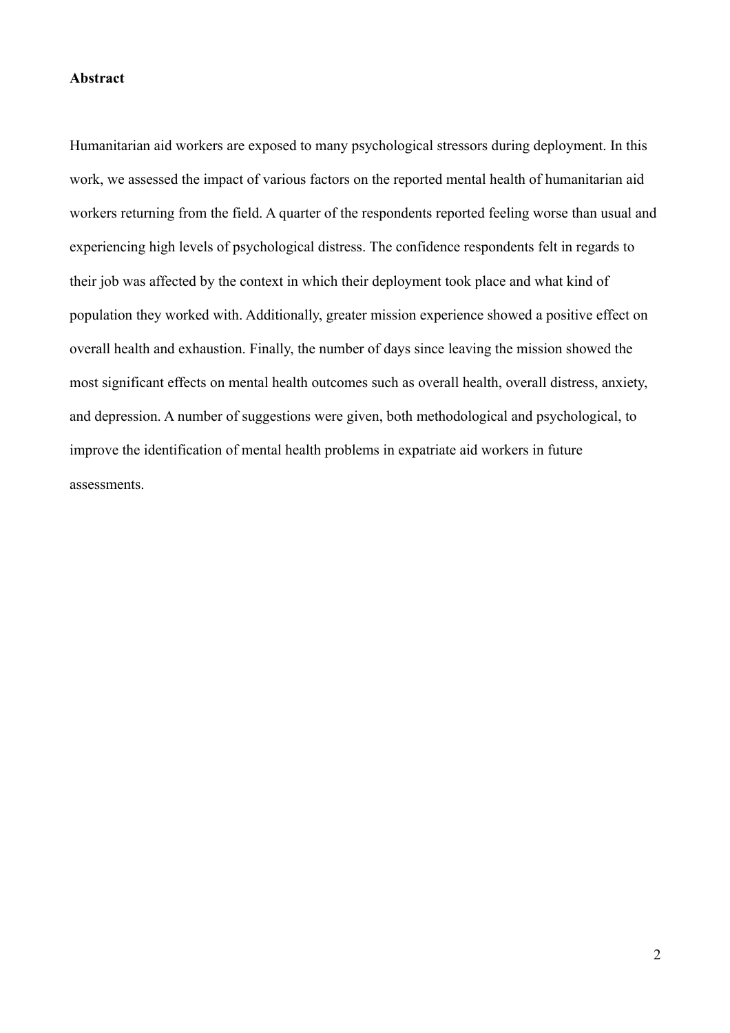**Abstract**

Humanitarian aid workers are exposed to many psychological stressors during deployment. In this work, we assessed the impact of various factors on the reported mental health of humanitarian aid workers returning from the field. A quarter of the respondents reported feeling worse than usual and experiencing high levels of psychological distress. The confidence respondents felt in regards to their job was affected by the context in which their deployment took place and what kind of population they worked with. Additionally, greater mission experience showed a positive effect on overall health and exhaustion. Finally, the number of days since leaving the mission showed the most significant effects on mental health outcomes such as overall health, overall distress, anxiety, and depression. A number of suggestions were given, both methodological and psychological, to improve the identification of mental health problems in expatriate aid workers in future assessments.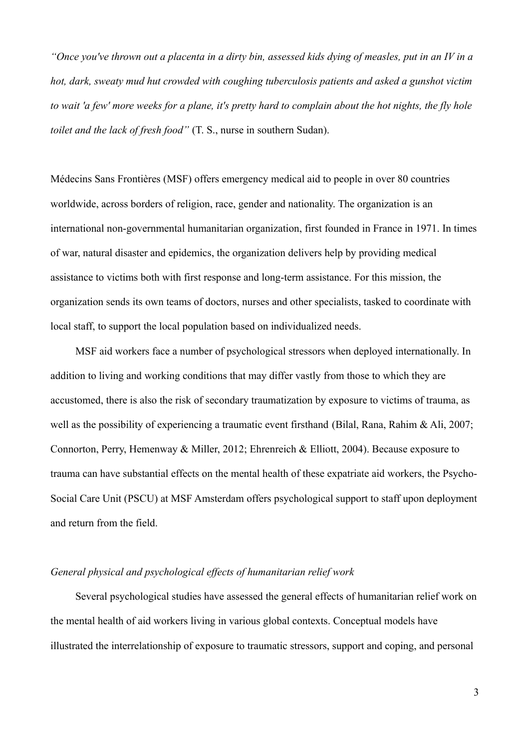*"Once you've thrown out a placenta in a dirty bin, assessed kids dying of measles, put in an IV in a hot, dark, sweaty mud hut crowded with coughing tuberculosis patients and asked a gunshot victim to wait 'a few' more weeks for a plane, it's pretty hard to complain about the hot nights, the fly hole toilet and the lack of fresh food"* (T. S., nurse in southern Sudan).

Médecins Sans Frontières (MSF) offers emergency medical aid to people in over 80 countries worldwide, across borders of religion, race, gender and nationality. The organization is an international non-governmental humanitarian organization, first founded in France in 1971. In times of war, natural disaster and epidemics, the organization delivers help by providing medical assistance to victims both with first response and long-term assistance. For this mission, the organization sends its own teams of doctors, nurses and other specialists, tasked to coordinate with local staff, to support the local population based on individualized needs.

MSF aid workers face a number of psychological stressors when deployed internationally. In addition to living and working conditions that may differ vastly from those to which they are accustomed, there is also the risk of secondary traumatization by exposure to victims of trauma, as well as the possibility of experiencing a traumatic event firsthand (Bilal, Rana, Rahim & Ali, 2007; Connorton, Perry, Hemenway & Miller, 2012; Ehrenreich & Elliott, 2004). Because exposure to trauma can have substantial effects on the mental health of these expatriate aid workers, the Psycho-Social Care Unit (PSCU) at MSF Amsterdam offers psychological support to staff upon deployment and return from the field.

*General physical and psychological effects of humanitarian relief work*

Several psychological studies have assessed the general effects of humanitarian relief work on the mental health of aid workers living in various global contexts. Conceptual models have illustrated the interrelationship of exposure to traumatic stressors, support and coping, and personal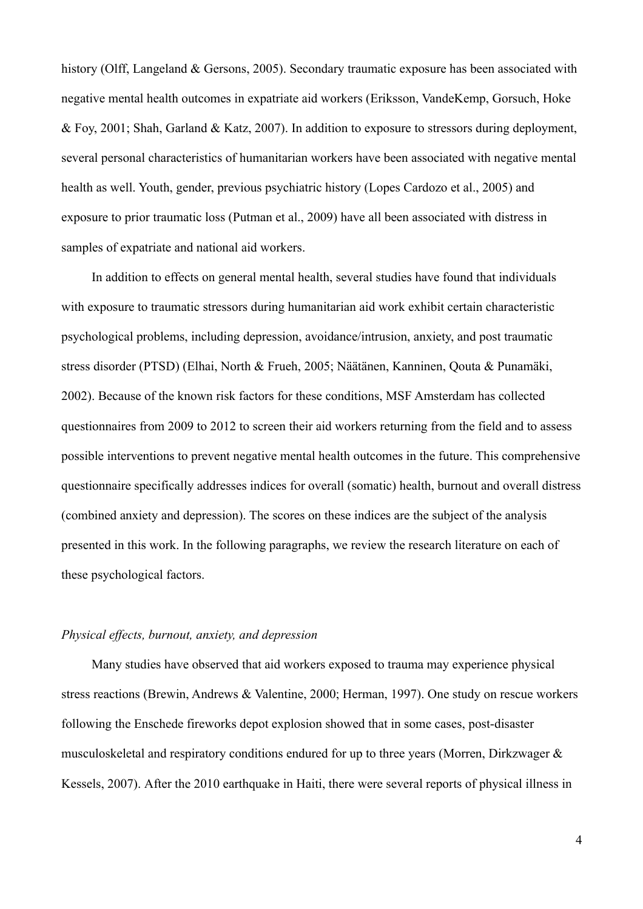history (Olff, Langeland & Gersons, 2005). Secondary traumatic exposure has been associated with negative mental health outcomes in expatriate aid workers (Eriksson, VandeKemp, Gorsuch, Hoke & Foy, 2001; Shah, Garland & Katz, 2007). In addition to exposure to stressors during deployment, several personal characteristics of humanitarian workers have been associated with negative mental health as well. Youth, gender, previous psychiatric history (Lopes Cardozo et al., 2005) and exposure to prior traumatic loss (Putman et al., 2009) have all been associated with distress in samples of expatriate and national aid workers.

In addition to effects on general mental health, several studies have found that individuals with exposure to traumatic stressors during humanitarian aid work exhibit certain characteristic psychological problems, including depression, avoidance/intrusion, anxiety, and post traumatic stress disorder (PTSD) (Elhai, North & Frueh, 2005; Näätänen, Kanninen, Qouta & Punamäki, 2002). Because of the known risk factors for these conditions, MSF Amsterdam has collected questionnaires from 2009 to 2012 to screen their aid workers returning from the field and to assess possible interventions to prevent negative mental health outcomes in the future. This comprehensive questionnaire specifically addresses indices for overall (somatic) health, burnout and overall distress (combined anxiety and depression). The scores on these indices are the subject of the analysis presented in this work. In the following paragraphs, we review the research literature on each of these psychological factors.

*Physical effects, burnout, anxiety, and depression*

Many studies have observed that aid workers exposed to trauma may experience physical stress reactions (Brewin, Andrews & Valentine, 2000; Herman, 1997). One study on rescue workers following the Enschede fireworks depot explosion showed that in some cases, post-disaster musculoskeletal and respiratory conditions endured for up to three years (Morren, Dirkzwager & Kessels, 2007). After the 2010 earthquake in Haiti, there were several reports of physical illness in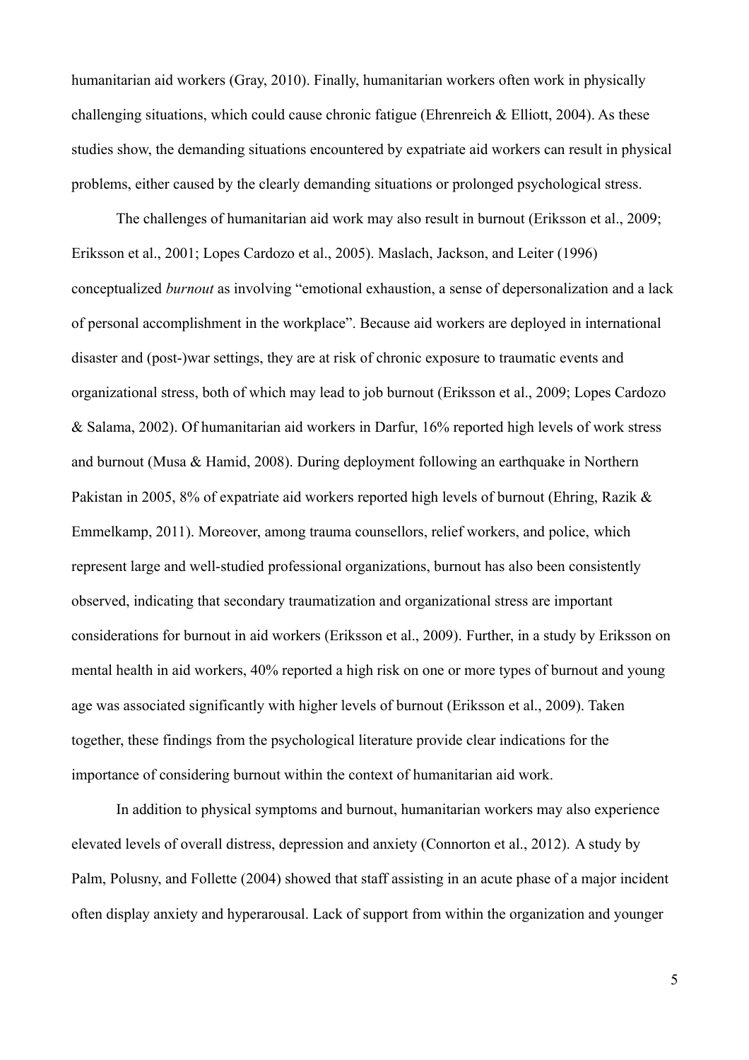humanitarian aid workers (Gray, 2010). Finally, humanitarian workers often work in physically challenging situations, which could cause chronic fatigue (Ehrenreich & Elliott, 2004). As these studies show, the demanding situations encountered by expatriate aid workers can result in physical problems, either caused by the clearly demanding situations or prolonged psychological stress.

The challenges of humanitarian aid work may also result in burnout (Eriksson et al., 2009; Eriksson et al., 2001; Lopes Cardozo et al., 2005). Maslach, Jackson, and Leiter (1996) conceptualized *burnout* as involving "emotional exhaustion, a sense of depersonalization and a lack of personal accomplishment in the workplace". Because aid workers are deployed in international disaster and (post-)war settings, they are at risk of chronic exposure to traumatic events and organizational stress, both of which may lead to job burnout (Eriksson et al., 2009; Lopes Cardozo & Salama, 2002). Of humanitarian aid workers in Darfur, 16% reported high levels of work stress and burnout (Musa & Hamid, 2008). During deployment following an earthquake in Northern Pakistan in 2005, 8% of expatriate aid workers reported high levels of burnout (Ehring, Razik & Emmelkamp, 2011). Moreover, among trauma counsellors, relief workers, and police, which represent large and well-studied professional organizations, burnout has also been consistently observed, indicating that secondary traumatization and organizational stress are important considerations for burnout in aid workers (Eriksson et al., 2009). Further, in a study by Eriksson on mental health in aid workers, 40% reported a high risk on one or more types of burnout and young age was associated significantly with higher levels of burnout (Eriksson et al., 2009). Taken together, these findings from the psychological literature provide clear indications for the importance of considering burnout within the context of humanitarian aid work.

In addition to physical symptoms and burnout, humanitarian workers may also experience elevated levels of overall distress, depression and anxiety (Connorton et al., 2012). A study by Palm, Polusny, and Follette (2004) showed that staff assisting in an acute phase of a major incident often display anxiety and hyperarousal. Lack of support from within the organization and younger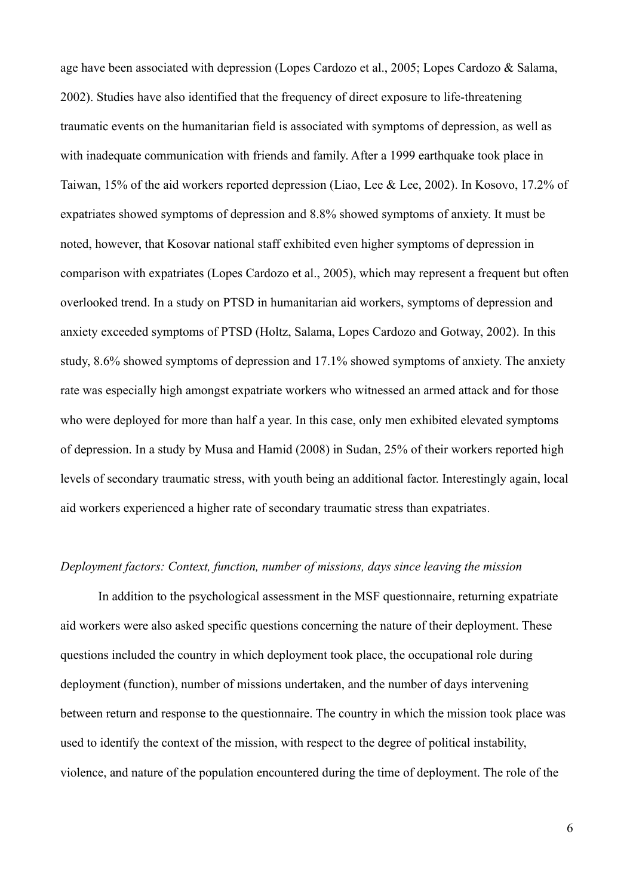age have been associated with depression (Lopes Cardozo et al., 2005; Lopes Cardozo & Salama, 2002). Studies have also identified that the frequency of direct exposure to life-threatening traumatic events on the humanitarian field is associated with symptoms of depression, as well as with inadequate communication with friends and family. After a 1999 earthquake took place in Taiwan, 15% of the aid workers reported depression (Liao, Lee & Lee, 2002). In Kosovo, 17.2% of expatriates showed symptoms of depression and 8.8% showed symptoms of anxiety. It must be noted, however, that Kosovar national staff exhibited even higher symptoms of depression in comparison with expatriates (Lopes Cardozo et al., 2005), which may represent a frequent but often overlooked trend. In a study on PTSD in humanitarian aid workers, symptoms of depression and anxiety exceeded symptoms of PTSD (Holtz, Salama, Lopes Cardozo and Gotway, 2002). In this study, 8.6% showed symptoms of depression and 17.1% showed symptoms of anxiety. The anxiety rate was especially high amongst expatriate workers who witnessed an armed attack and for those who were deployed for more than half a year. In this case, only men exhibited elevated symptoms of depression. In a study by Musa and Hamid (2008) in Sudan, 25% of their workers reported high levels of secondary traumatic stress, with youth being an additional factor. Interestingly again, local aid workers experienced a higher rate of secondary traumatic stress than expatriates.

*Deployment factors: Context, function, number of missions, days since leaving the mission*

In addition to the psychological assessment in the MSF questionnaire, returning expatriate aid workers were also asked specific questions concerning the nature of their deployment. These questions included the country in which deployment took place, the occupational role during deployment (function), number of missions undertaken, and the number of days intervening between return and response to the questionnaire. The country in which the mission took place was used to identify the context of the mission, with respect to the degree of political instability, violence, and nature of the population encountered during the time of deployment. The role of the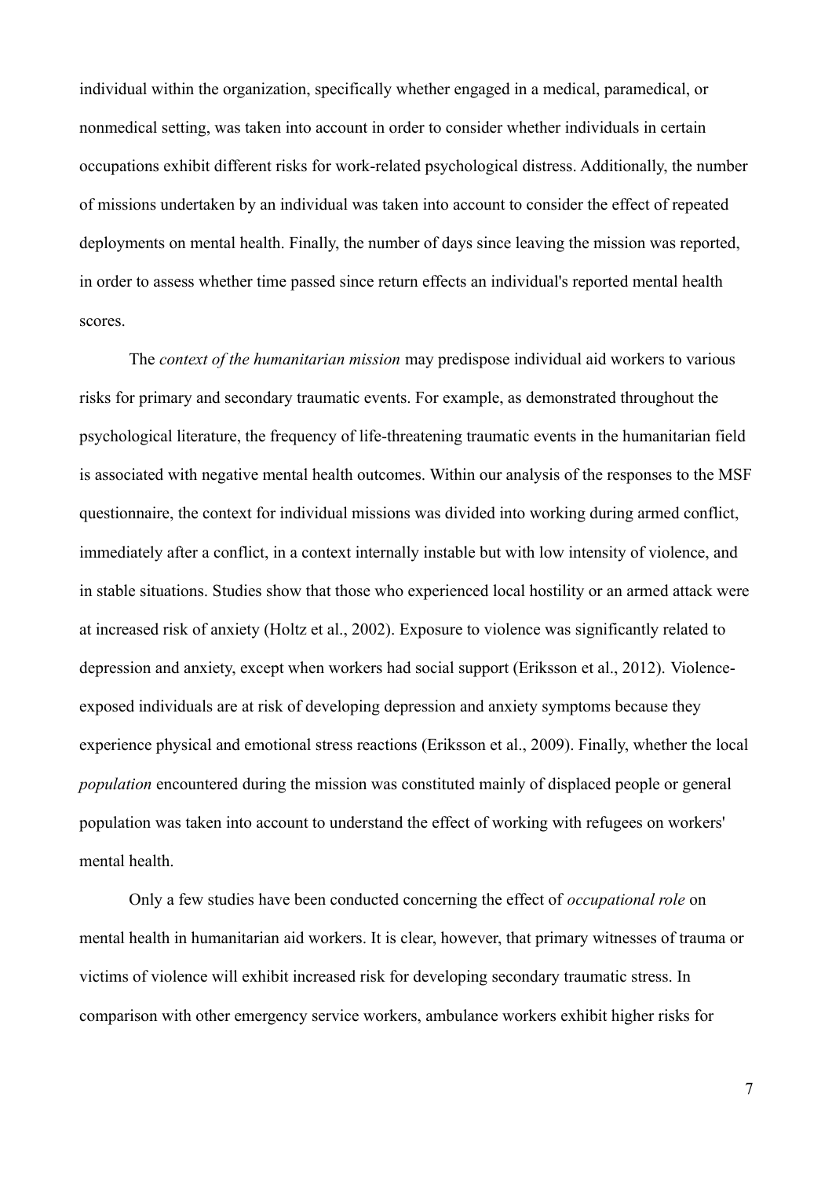individual within the organization, specifically whether engaged in a medical, paramedical, or nonmedical setting, was taken into account in order to consider whether individuals in certain occupations exhibit different risks for work-related psychological distress. Additionally, the number of missions undertaken by an individual was taken into account to consider the effect of repeated deployments on mental health. Finally, the number of days since leaving the mission was reported, in order to assess whether time passed since return effects an individual's reported mental health scores.

The *context of the humanitarian mission* may predispose individual aid workers to various risks for primary and secondary traumatic events. For example, as demonstrated throughout the psychological literature, the frequency of life-threatening traumatic events in the humanitarian field is associated with negative mental health outcomes. Within our analysis of the responses to the MSF questionnaire, the context for individual missions was divided into working during armed conflict, immediately after a conflict, in a context internally instable but with low intensity of violence, and in stable situations. Studies show that those who experienced local hostility or an armed attack were at increased risk of anxiety (Holtz et al., 2002). Exposure to violence was significantly related to depression and anxiety, except when workers had social support (Eriksson et al., 2012). Violence-exposed individuals are at risk of developing depression and anxiety symptoms because they experience physical and emotional stress reactions (Eriksson et al., 2009). Finally, whether the local *population* encountered during the mission was constituted mainly of displaced people or general population was taken into account to understand the effect of working with refugees on workers' mental health.

Only a few studies have been conducted concerning the effect of *occupational role* on mental health in humanitarian aid workers. It is clear, however, that primary witnesses of trauma or victims of violence will exhibit increased risk for developing secondary traumatic stress. In comparison with other emergency service workers, ambulance workers exhibit higher risks for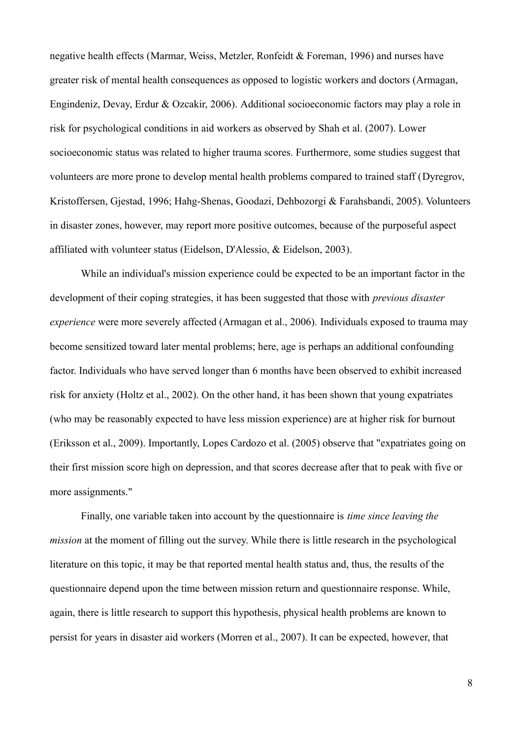negative health effects (Marmar, Weiss, Metzler, Ronfeidt & Foreman, 1996) and nurses have greater risk of mental health consequences as opposed to logistic workers and doctors (Armagan, Engindeniz, Devay, Erdur & Ozcakir, 2006). Additional socioeconomic factors may play a role in risk for psychological conditions in aid workers as observed by Shah et al. (2007). Lower socioeconomic status was related to higher trauma scores. Furthermore, some studies suggest that volunteers are more prone to develop mental health problems compared to trained staff (Dyregrov, Kristoffersen, Gjestad, 1996; Hahg-Shenas, Goodazi, Dehbozorgi & Farahsbandi, 2005). Volunteers in disaster zones, however, may report more positive outcomes, because of the purposeful aspect affiliated with volunteer status (Eidelson, D'Alessio, & Eidelson, 2003).

While an individual's mission experience could be expected to be an important factor in the development of their coping strategies, it has been suggested that those with *previous disaster experience* were more severely affected (Armagan et al., 2006). Individuals exposed to trauma may become sensitized toward later mental problems; here, age is perhaps an additional confounding factor. Individuals who have served longer than 6 months have been observed to exhibit increased risk for anxiety (Holtz et al., 2002). On the other hand, it has been shown that young expatriates (who may be reasonably expected to have less mission experience) are at higher risk for burnout (Eriksson et al., 2009). Importantly, Lopes Cardozo et al. (2005) observe that "expatriates going on their first mission score high on depression, and that scores decrease after that to peak with five or more assignments."

Finally, one variable taken into account by the questionnaire is *time since leaving the mission* at the moment of filling out the survey. While there is little research in the psychological literature on this topic, it may be that reported mental health status and, thus, the results of the questionnaire depend upon the time between mission return and questionnaire response. While, again, there is little research to support this hypothesis, physical health problems are known to persist for years in disaster aid workers (Morren et al., 2007). It can be expected, however, that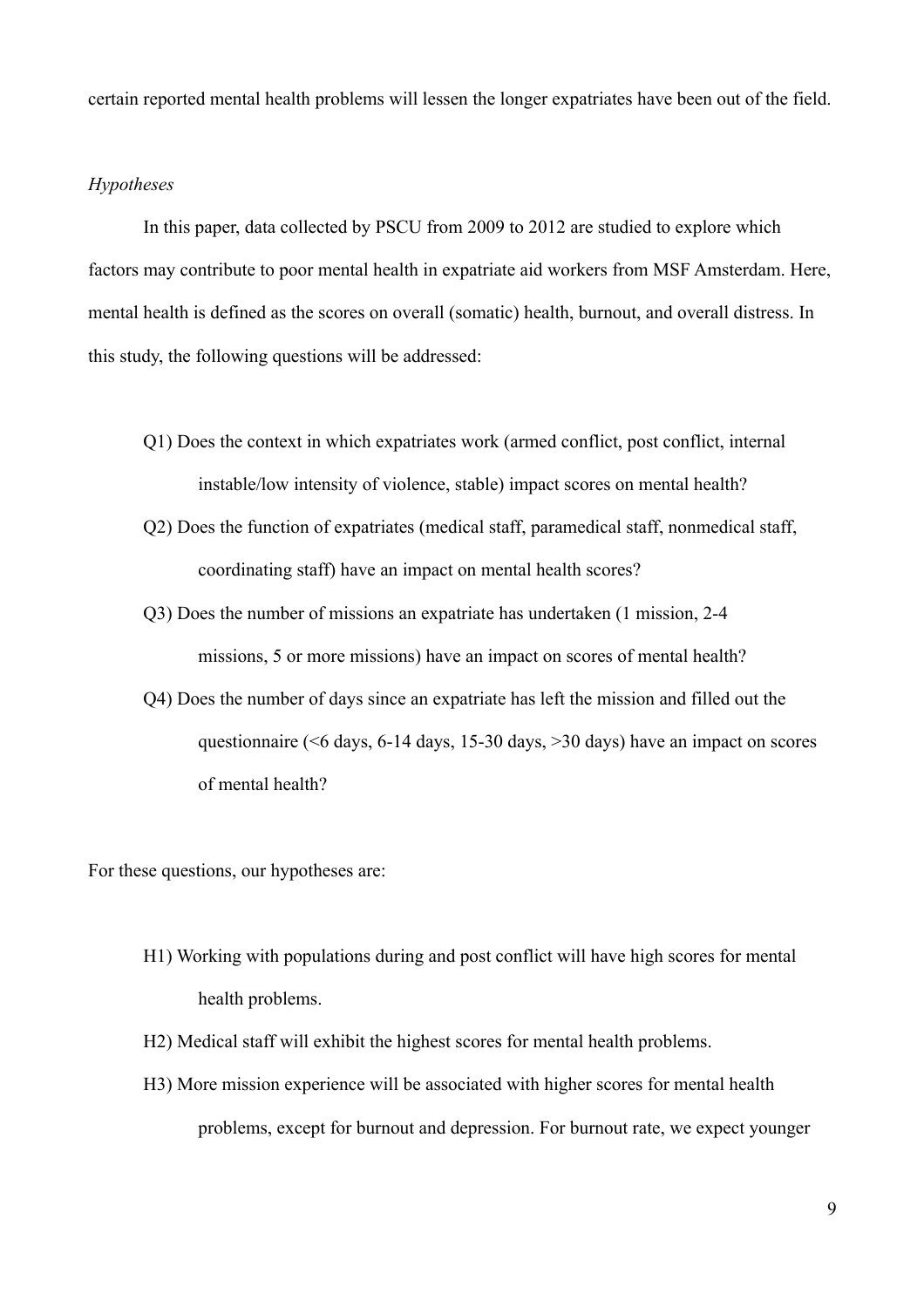certain reported mental health problems will lessen the longer expatriates have been out of the field.

*Hypotheses*

In this paper, data collected by PSCU from 2009 to 2012 are studied to explore which factors may contribute to poor mental health in expatriate aid workers from MSF Amsterdam. Here, mental health is defined as the scores on overall (somatic) health, burnout, and overall distress. In this study, the following questions will be addressed:

Q1) Does the context in which expatriates work (armed conflict, post conflict, internal instable/low intensity of violence, stable) impact scores on mental health?

Q2) Does the function of expatriates (medical staff, paramedical staff, nonmedical staff, coordinating staff) have an impact on mental health scores?

Q3) Does the number of missions an expatriate has undertaken (1 mission, 2-4 missions, 5 or more missions) have an impact on scores of mental health?

Q4) Does the number of days since an expatriate has left the mission and filled out the questionnaire (<6 days, 6-14 days, 15-30 days, >30 days) have an impact on scores of mental health?

For these questions, our hypotheses are:

H1) Working with populations during and post conflict will have high scores for mental health problems.

H2) Medical staff will exhibit the highest scores for mental health problems.

H3) More mission experience will be associated with higher scores for mental health problems, except for burnout and depression. For burnout rate, we expect younger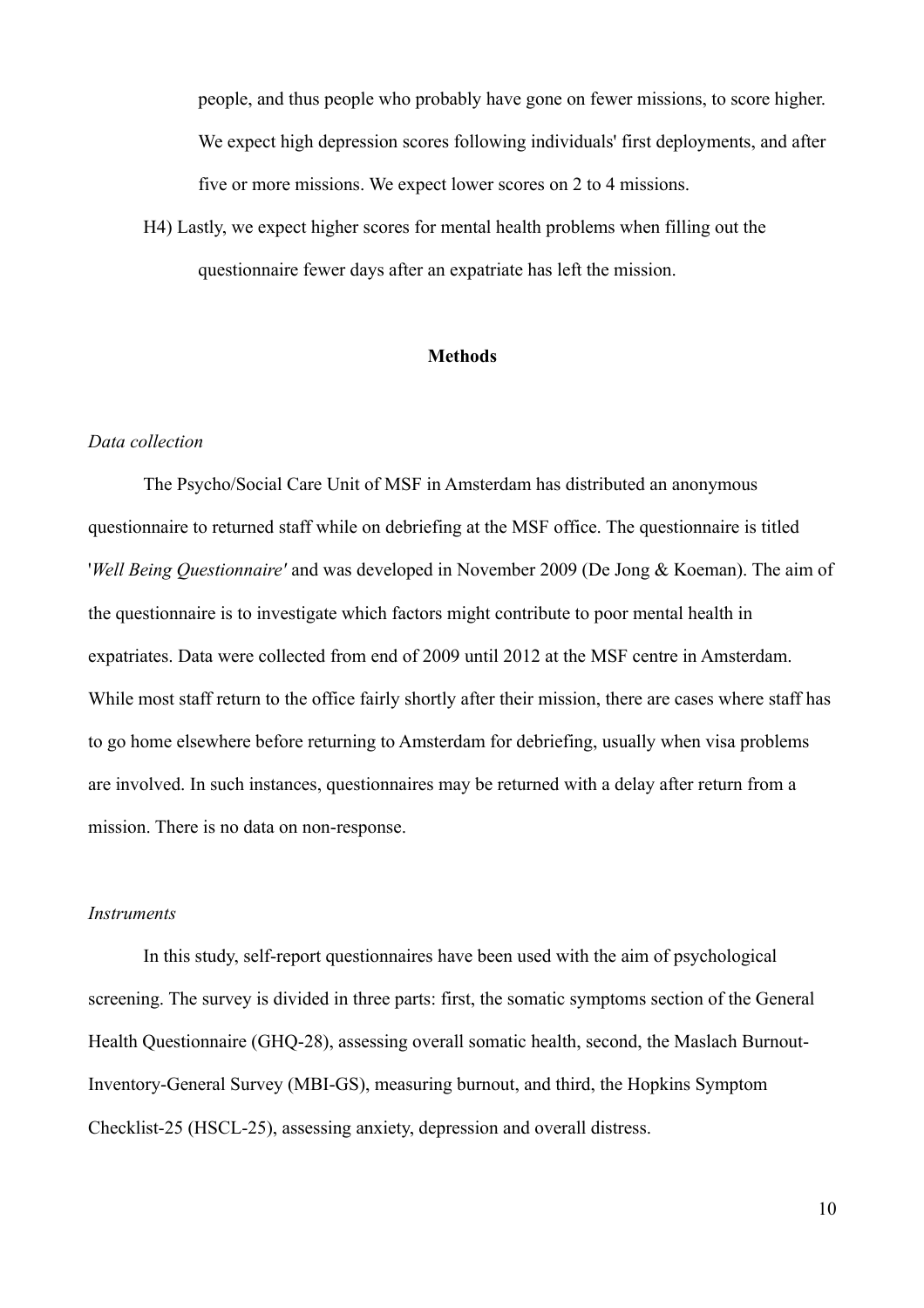people, and thus people who probably have gone on fewer missions, to score higher. We expect high depression scores following individuals' first deployments, and after five or more missions. We expect lower scores on 2 to 4 missions.

H4) Lastly, we expect higher scores for mental health problems when filling out the questionnaire fewer days after an expatriate has left the mission.

## Methods

### *Data collection*

The Psycho/Social Care Unit of MSF in Amsterdam has distributed an anonymous questionnaire to returned staff while on debriefing at the MSF office. The questionnaire is titled '*Well Being Questionnaire'* and was developed in November 2009 (De Jong & Koeman). The aim of the questionnaire is to investigate which factors might contribute to poor mental health in expatriates. Data were collected from end of 2009 until 2012 at the MSF centre in Amsterdam. While most staff return to the office fairly shortly after their mission, there are cases where staff has to go home elsewhere before returning to Amsterdam for debriefing, usually when visa problems are involved. In such instances, questionnaires may be returned with a delay after return from a mission. There is no data on non-response.

### *Instruments*

In this study, self-report questionnaires have been used with the aim of psychological screening. The survey is divided in three parts: first, the somatic symptoms section of the General Health Questionnaire (GHQ-28), assessing overall somatic health, second, the Maslach Burnout-Inventory-General Survey (MBI-GS), measuring burnout, and third, the Hopkins Symptom Checklist-25 (HSCL-25), assessing anxiety, depression and overall distress.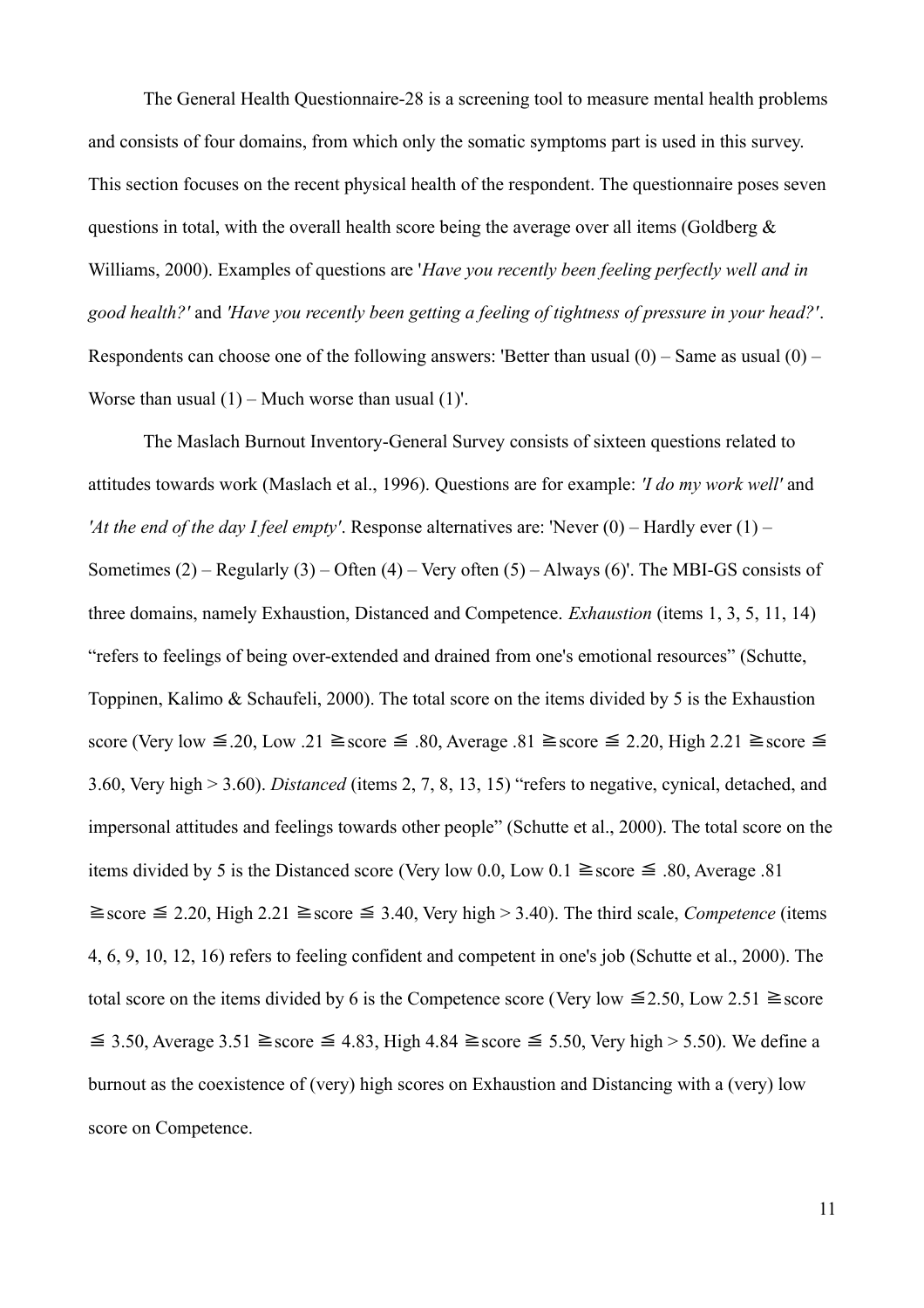The General Health Questionnaire-28 is a screening tool to measure mental health problems and consists of four domains, from which only the somatic symptoms part is used in this survey. This section focuses on the recent physical health of the respondent. The questionnaire poses seven questions in total, with the overall health score being the average over all items (Goldberg & Williams, 2000). Examples of questions are '*Have you recently been feeling perfectly well and in good health?'* and *'Have you recently been getting a feeling of tightness of pressure in your head?'*. Respondents can choose one of the following answers: 'Better than usual (0) – Same as usual (0) – Worse than usual (1) – Much worse than usual (1)'.

The Maslach Burnout Inventory-General Survey consists of sixteen questions related to attitudes towards work (Maslach et al., 1996). Questions are for example: *'I do my work well'* and *'At the end of the day I feel empty'*. Response alternatives are: 'Never (0) – Hardly ever (1) – Sometimes (2) – Regularly (3) – Often (4) – Very often (5) – Always (6)'. The MBI-GS consists of three domains, namely Exhaustion, Distanced and Competence. *Exhaustion* (items 1, 3, 5, 11, 14) "refers to feelings of being over-extended and drained from one's emotional resources" (Schutte, Toppinen, Kalimo & Schaufeli, 2000). The total score on the items divided by 5 is the Exhaustion score (Very low ≦.20, Low .21 ≧score ≦ .80, Average .81 ≧score ≦ 2.20, High 2.21 ≧score ≦ 3.60, Very high > 3.60). *Distanced* (items 2, 7, 8, 13, 15) "refers to negative, cynical, detached, and impersonal attitudes and feelings towards other people" (Schutte et al., 2000). The total score on the items divided by 5 is the Distanced score (Very low 0.0, Low 0.1 ≧score ≦ .80, Average .81 ≧score ≦ 2.20, High 2.21 ≧score ≦ 3.40, Very high > 3.40). The third scale, *Competence* (items 4, 6, 9, 10, 12, 16) refers to feeling confident and competent in one's job (Schutte et al., 2000). The total score on the items divided by 6 is the Competence score (Very low ≦2.50, Low 2.51 ≧score ≦ 3.50, Average 3.51 ≧score ≦ 4.83, High 4.84 ≧score ≦ 5.50, Very high > 5.50). We define a burnout as the coexistence of (very) high scores on Exhaustion and Distancing with a (very) low score on Competence.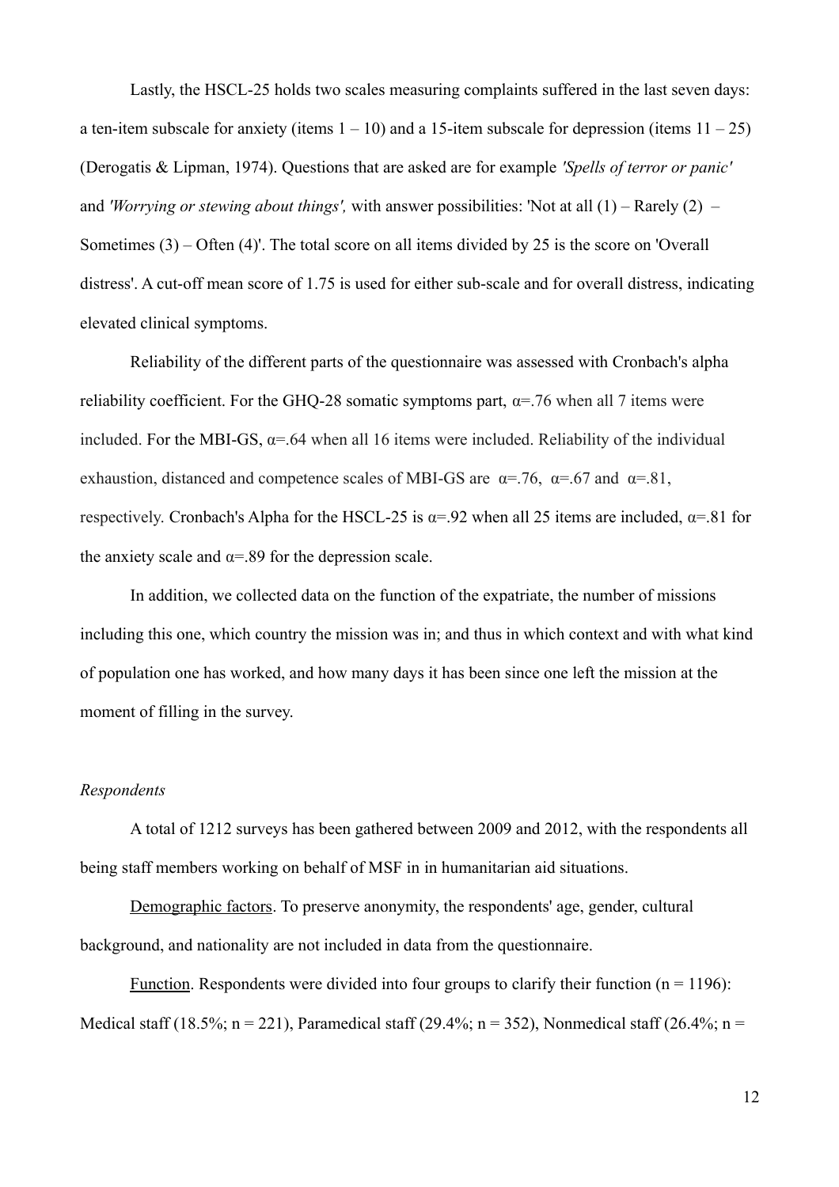Lastly, the HSCL-25 holds two scales measuring complaints suffered in the last seven days: a ten-item subscale for anxiety (items 1 – 10) and a 15-item subscale for depression (items 11 – 25) (Derogatis & Lipman, 1974). Questions that are asked are for example *'Spells of terror or panic'* and *'Worrying or stewing about things',* with answer possibilities: 'Not at all (1) – Rarely (2) – Sometimes (3) – Often (4)'. The total score on all items divided by 25 is the score on 'Overall distress'. A cut-off mean score of 1.75 is used for either sub-scale and for overall distress, indicating elevated clinical symptoms.

Reliability of the different parts of the questionnaire was assessed with Cronbach's alpha reliability coefficient. For the GHQ-28 somatic symptoms part, $\alpha$=.76 when all 7 items were included. For the MBI-GS, $\alpha$=.64 when all 16 items were included. Reliability of the individual exhaustion, distanced and competence scales of MBI-GS are $\alpha$=.76, $\alpha$=.67 and $\alpha$=.81, respectively. Cronbach's Alpha for the HSCL-25 is $\alpha$=.92 when all 25 items are included, $\alpha$=.81 for the anxiety scale and $\alpha$=.89 for the depression scale.

In addition, we collected data on the function of the expatriate, the number of missions including this one, which country the mission was in; and thus in which context and with what kind of population one has worked, and how many days it has been since one left the mission at the moment of filling in the survey.

*Respondents*

A total of 1212 surveys has been gathered between 2009 and 2012, with the respondents all being staff members working on behalf of MSF in in humanitarian aid situations.

Demographic factors. To preserve anonymity, the respondents' age, gender, cultural background, and nationality are not included in data from the questionnaire.

Function. Respondents were divided into four groups to clarify their function (n = 1196): Medical staff (18.5%; n = 221), Paramedical staff (29.4%; n = 352), Nonmedical staff (26.4%; n =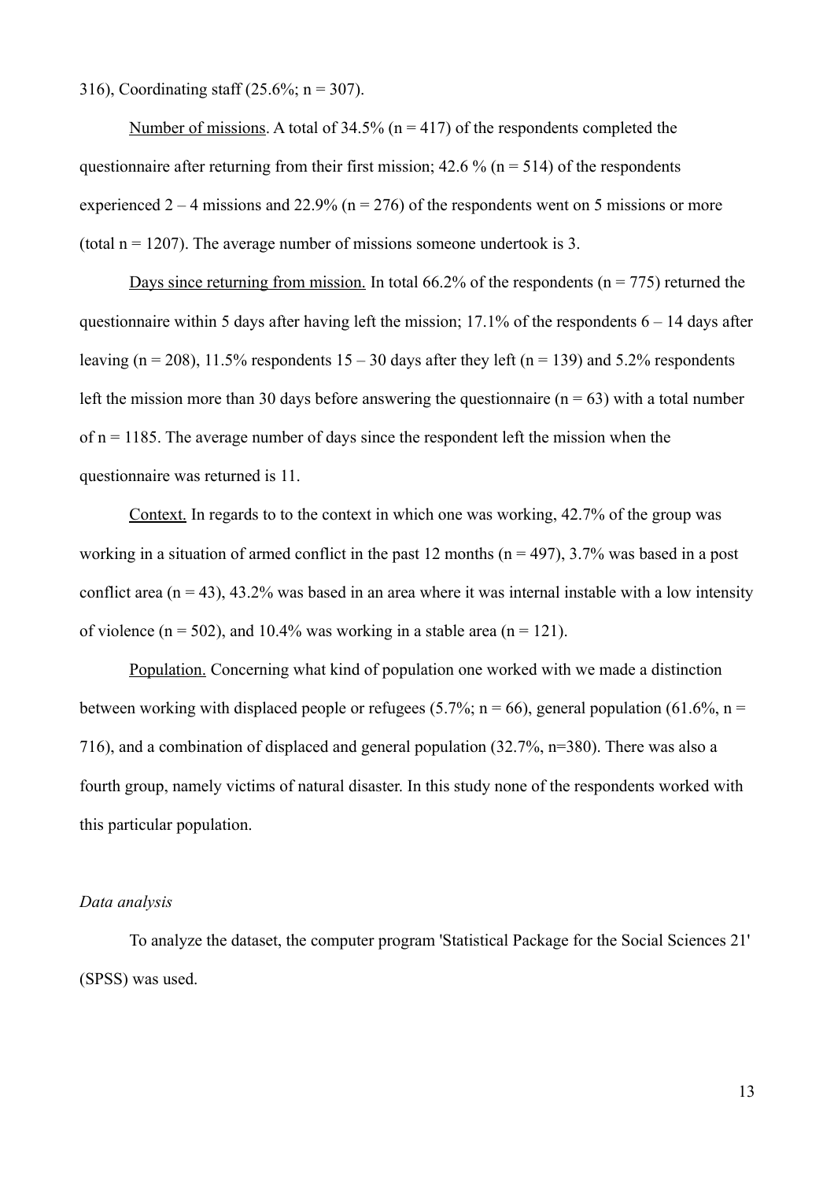316), Coordinating staff (25.6%; n = 307).

Number of missions. A total of 34.5% (n = 417) of the respondents completed the questionnaire after returning from their first mission; 42.6 % (n = 514) of the respondents experienced 2 – 4 missions and 22.9% (n = 276) of the respondents went on 5 missions or more (total n = 1207). The average number of missions someone undertook is 3.

Days since returning from mission. In total 66.2% of the respondents (n = 775) returned the questionnaire within 5 days after having left the mission; 17.1% of the respondents 6 – 14 days after leaving (n = 208), 11.5% respondents 15 – 30 days after they left (n = 139) and 5.2% respondents left the mission more than 30 days before answering the questionnaire (n = 63) with a total number of n = 1185. The average number of days since the respondent left the mission when the questionnaire was returned is 11.

Context. In regards to to the context in which one was working, 42.7% of the group was working in a situation of armed conflict in the past 12 months (n = 497), 3.7% was based in a post conflict area (n = 43), 43.2% was based in an area where it was internal instable with a low intensity of violence (n = 502), and 10.4% was working in a stable area (n = 121).

Population. Concerning what kind of population one worked with we made a distinction between working with displaced people or refugees (5.7%; n = 66), general population (61.6%, n = 716), and a combination of displaced and general population (32.7%, n=380). There was also a fourth group, namely victims of natural disaster. In this study none of the respondents worked with this particular population.

*Data analysis*

To analyze the dataset, the computer program 'Statistical Package for the Social Sciences 21' (SPSS) was used.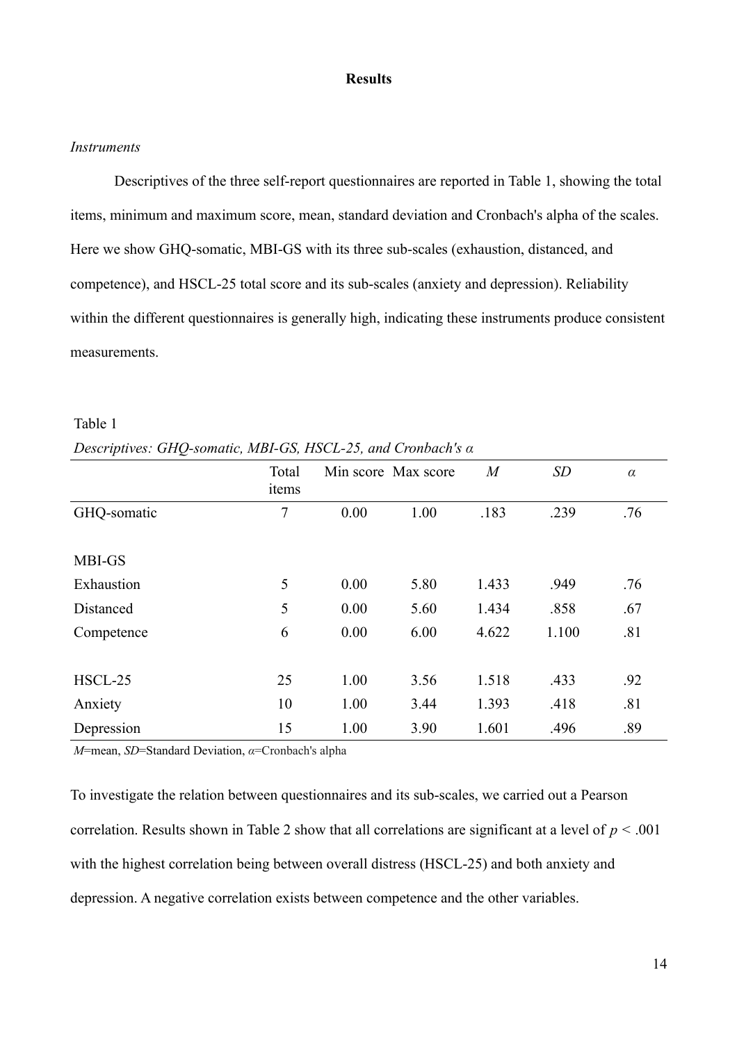# Results

*Instruments*

Descriptives of the three self-report questionnaires are reported in Table 1, showing the total items, minimum and maximum score, mean, standard deviation and Cronbach's alpha of the scales. Here we show GHQ-somatic, MBI-GS with its three sub-scales (exhaustion, distanced, and competence), and HSCL-25 total score and its sub-scales (anxiety and depression). Reliability within the different questionnaires is generally high, indicating these instruments produce consistent measurements.

Table 1

*Descriptives: GHQ-somatic, MBI-GS, HSCL-25, and Cronbach's α*

| | Total items | Min score | Max score | *M* | *SD* | *α* |
|---|---|---|---|---|---|---|
| GHQ-somatic | 7 | 0.00 | 1.00 | .183 | .239 | .76 |
| | | | | | | |
| MBI-GS | | | | | | |
| Exhaustion | 5 | 0.00 | 5.80 | 1.433 | .949 | .76 |
| Distanced | 5 | 0.00 | 5.60 | 1.434 | .858 | .67 |
| Competence | 6 | 0.00 | 6.00 | 4.622 | 1.100 | .81 |
| | | | | | | |
| HSCL-25 | 25 | 1.00 | 3.56 | 1.518 | .433 | .92 |
| Anxiety | 10 | 1.00 | 3.44 | 1.393 | .418 | .81 |
| Depression | 15 | 1.00 | 3.90 | 1.601 | .496 | .89 |

*M*=mean, *SD*=Standard Deviation, *α*=Cronbach's alpha

To investigate the relation between questionnaires and its sub-scales, we carried out a Pearson correlation. Results shown in Table 2 show that all correlations are significant at a level of $p < .001$ with the highest correlation being between overall distress (HSCL-25) and both anxiety and depression. A negative correlation exists between competence and the other variables.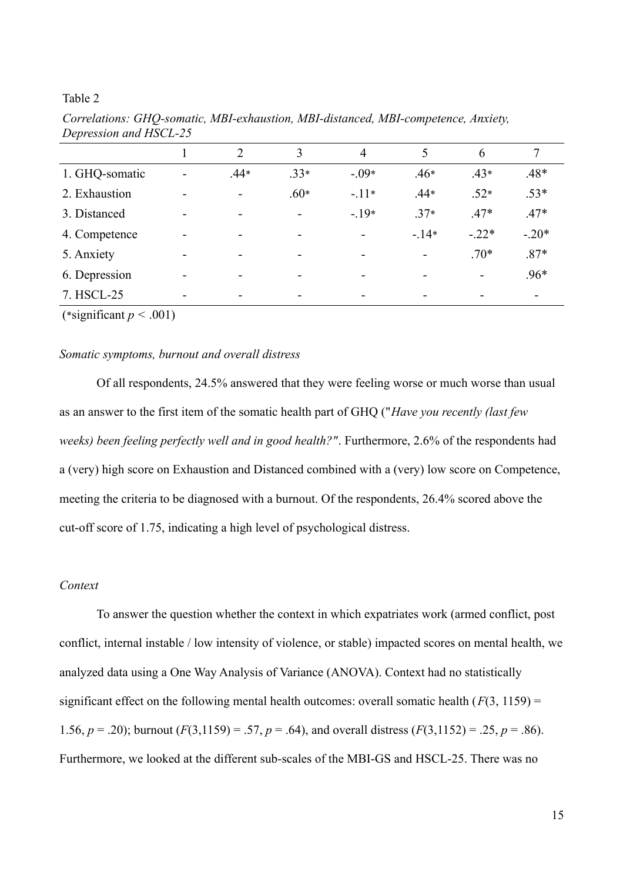Table 2

*Correlations: GHQ-somatic, MBI-exhaustion, MBI-distanced, MBI-competence, Anxiety, Depression and HSCL-25*

| | 1 | 2 | 3 | 4 | 5 | 6 | 7 |
|---|---|---|---|---|---|---|---|
| 1. GHQ-somatic | - | .44* | .33* | -.09* | .46* | .43* | .48* |
| 2. Exhaustion | - | - | .60* | -.11* | .44* | .52* | .53* |
| 3. Distanced | - | - | - | -.19* | .37* | .47* | .47* |
| 4. Competence | - | - | - | - | -.14* | -.22* | -.20* |
| 5. Anxiety | - | - | - | - | - | .70* | .87* |
| 6. Depression | - | - | - | - | - | - | .96* |
| 7. HSCL-25 | - | - | - | - | - | - | - |

(*significant $p < .001$)

*Somatic symptoms, burnout and overall distress*

Of all respondents, 24.5% answered that they were feeling worse or much worse than usual as an answer to the first item of the somatic health part of GHQ ("*Have you recently (last few weeks) been feeling perfectly well and in good health?"*. Furthermore, 2.6% of the respondents had a (very) high score on Exhaustion and Distanced combined with a (very) low score on Competence, meeting the criteria to be diagnosed with a burnout. Of the respondents, 26.4% scored above the cut-off score of 1.75, indicating a high level of psychological distress.

*Context*

To answer the question whether the context in which expatriates work (armed conflict, post conflict, internal instable / low intensity of violence, or stable) impacted scores on mental health, we analyzed data using a One Way Analysis of Variance (ANOVA). Context had no statistically significant effect on the following mental health outcomes: overall somatic health ($F(3, 1159) = 1.56$, $p = .20$); burnout ($F(3,1159) = .57$, $p = .64$), and overall distress ($F(3,1152) = .25$, $p = .86$). Furthermore, we looked at the different sub-scales of the MBI-GS and HSCL-25. There was no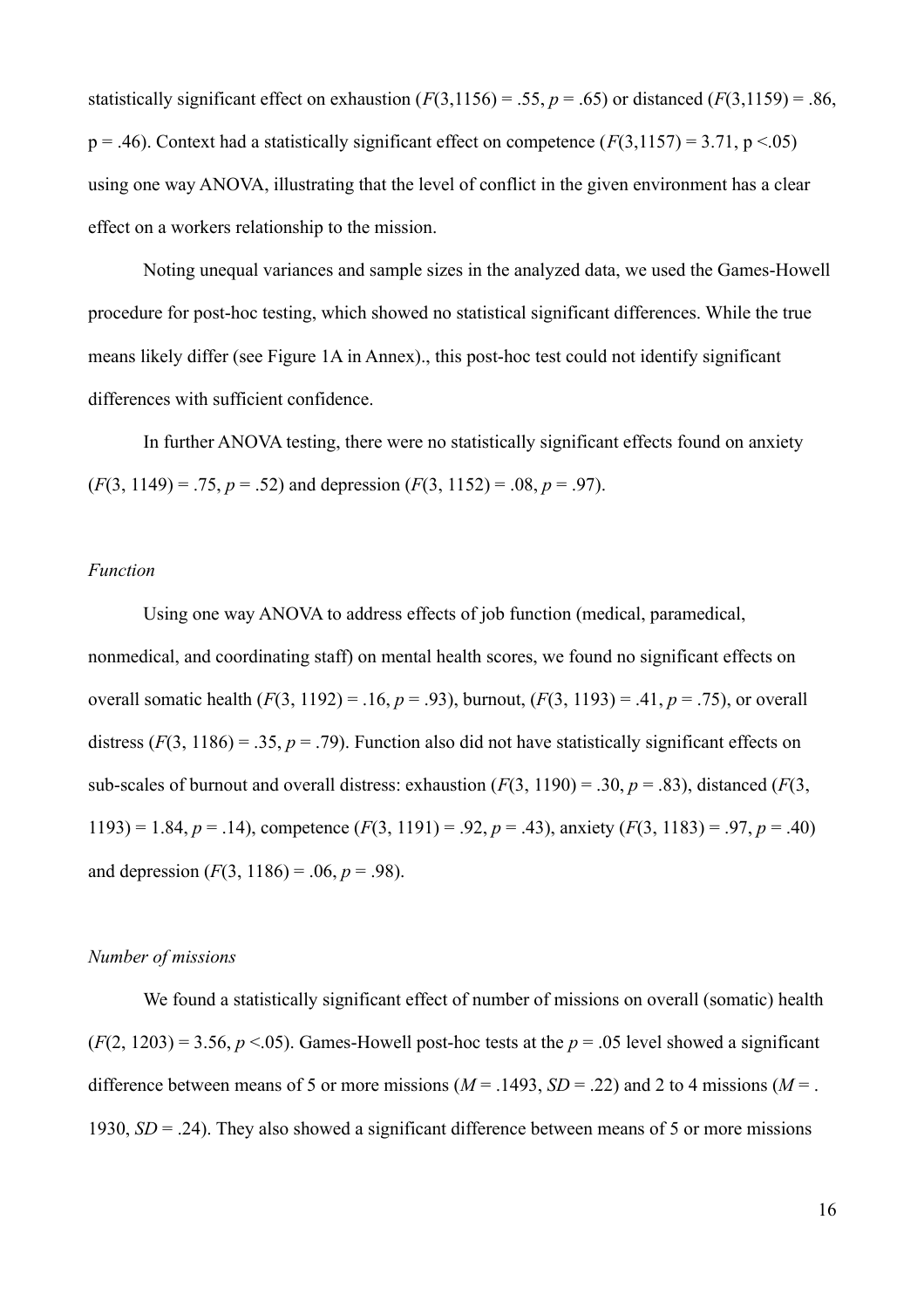statistically significant effect on exhaustion ($F(3,1156) = .55$, $p = .65$) or distanced ($F(3,1159) = .86$, $p = .46$). Context had a statistically significant effect on competence ($F(3,1157) = 3.71$, $p < .05$) using one way ANOVA, illustrating that the level of conflict in the given environment has a clear effect on a workers relationship to the mission.

Noting unequal variances and sample sizes in the analyzed data, we used the Games-Howell procedure for post-hoc testing, which showed no statistical significant differences. While the true means likely differ (see Figure 1A in Annex)., this post-hoc test could not identify significant differences with sufficient confidence.

In further ANOVA testing, there were no statistically significant effects found on anxiety ($F(3, 1149) = .75$, $p = .52$) and depression ($F(3, 1152) = .08$, $p = .97$).

### *Function*

Using one way ANOVA to address effects of job function (medical, paramedical, nonmedical, and coordinating staff) on mental health scores, we found no significant effects on overall somatic health ($F(3, 1192) = .16$, $p = .93$), burnout, ($F(3, 1193) = .41$, $p = .75$), or overall distress ($F(3, 1186) = .35$, $p = .79$). Function also did not have statistically significant effects on sub-scales of burnout and overall distress: exhaustion ($F(3, 1190) = .30$, $p = .83$), distanced ($F(3, 1193) = 1.84$, $p = .14$), competence ($F(3, 1191) = .92$, $p = .43$), anxiety ($F(3, 1183) = .97$, $p = .40$) and depression ($F(3, 1186) = .06$, $p = .98$).

### *Number of missions*

We found a statistically significant effect of number of missions on overall (somatic) health ($F(2, 1203) = 3.56$, $p < .05$). Games-Howell post-hoc tests at the $p = .05$ level showed a significant difference between means of 5 or more missions ($M = .1493$, $SD = .22$) and 2 to 4 missions ($M = .1930$, $SD = .24$). They also showed a significant difference between means of 5 or more missions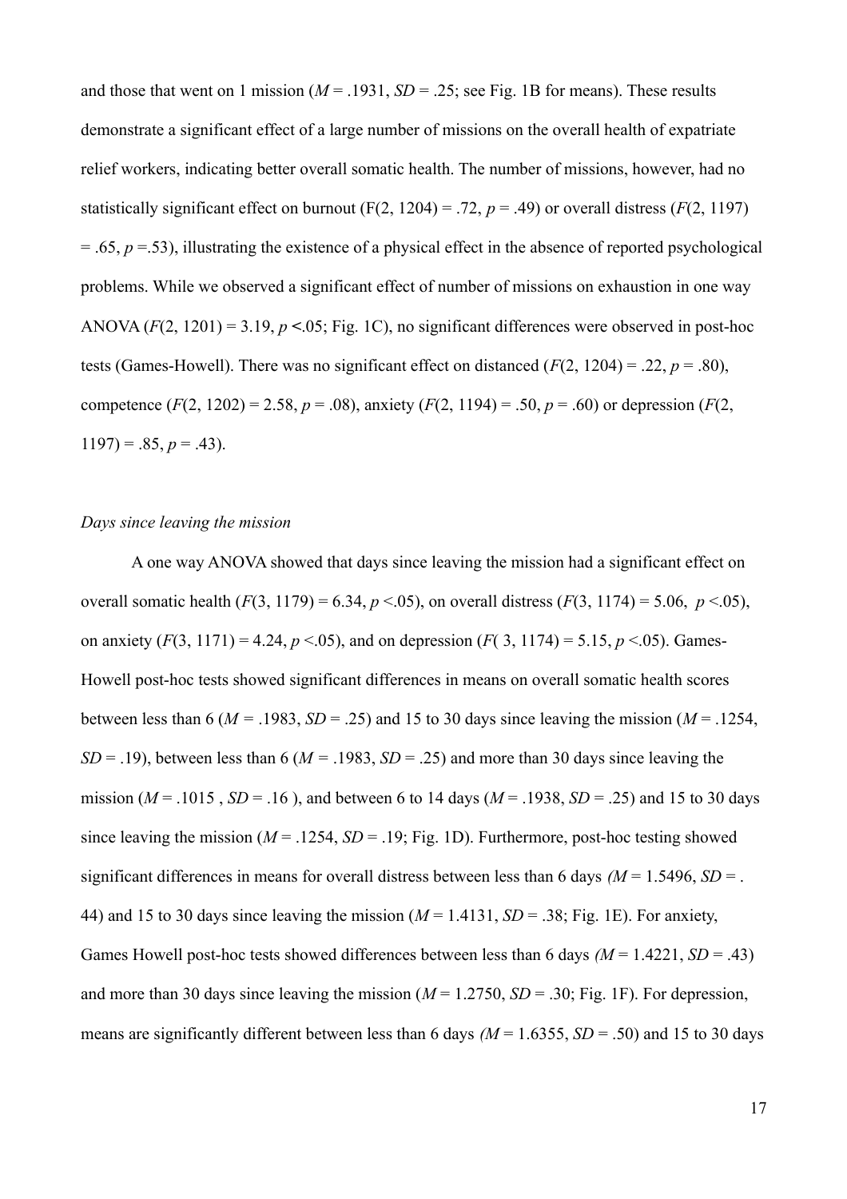and those that went on 1 mission ($M$ = .1931, $SD$ = .25; see Fig. 1B for means). These results demonstrate a significant effect of a large number of missions on the overall health of expatriate relief workers, indicating better overall somatic health. The number of missions, however, had no statistically significant effect on burnout ($F(2, 1204) = .72$, $p = .49$) or overall distress ($F(2, 1197) = .65$, $p = .53$), illustrating the existence of a physical effect in the absence of reported psychological problems. While we observed a significant effect of number of missions on exhaustion in one way ANOVA ($F(2, 1201) = 3.19$, $p < .05$; Fig. 1C), no significant differences were observed in post-hoc tests (Games-Howell). There was no significant effect on distanced ($F(2, 1204) = .22$, $p = .80$), competence ($F(2, 1202) = 2.58$, $p = .08$), anxiety ($F(2, 1194) = .50$, $p = .60$) or depression ($F(2, 1197) = .85$, $p = .43$).

*Days since leaving the mission*

A one way ANOVA showed that days since leaving the mission had a significant effect on overall somatic health ($F(3, 1179) = 6.34$, $p < .05$), on overall distress ($F(3, 1174) = 5.06$, $p < .05$), on anxiety ($F(3, 1171) = 4.24$, $p < .05$), and on depression ($F(3, 1174) = 5.15$, $p < .05$). Games-Howell post-hoc tests showed significant differences in means on overall somatic health scores between less than 6 ($M$ = .1983, $SD$ = .25) and 15 to 30 days since leaving the mission ($M$ = .1254, $SD$ = .19), between less than 6 ($M$ = .1983, $SD$ = .25) and more than 30 days since leaving the mission ($M$ = .1015 , $SD$ = .16 ), and between 6 to 14 days ($M$ = .1938, $SD$ = .25) and 15 to 30 days since leaving the mission ($M$ = .1254, $SD$ = .19; Fig. 1D). Furthermore, post-hoc testing showed significant differences in means for overall distress between less than 6 days ($M$ = 1.5496, $SD$ = .44) and 15 to 30 days since leaving the mission ($M$ = 1.4131, $SD$ = .38; Fig. 1E). For anxiety, Games Howell post-hoc tests showed differences between less than 6 days ($M$ = 1.4221, $SD$ = .43) and more than 30 days since leaving the mission ($M$ = 1.2750, $SD$ = .30; Fig. 1F). For depression, means are significantly different between less than 6 days ($M$ = 1.6355, $SD$ = .50) and 15 to 30 days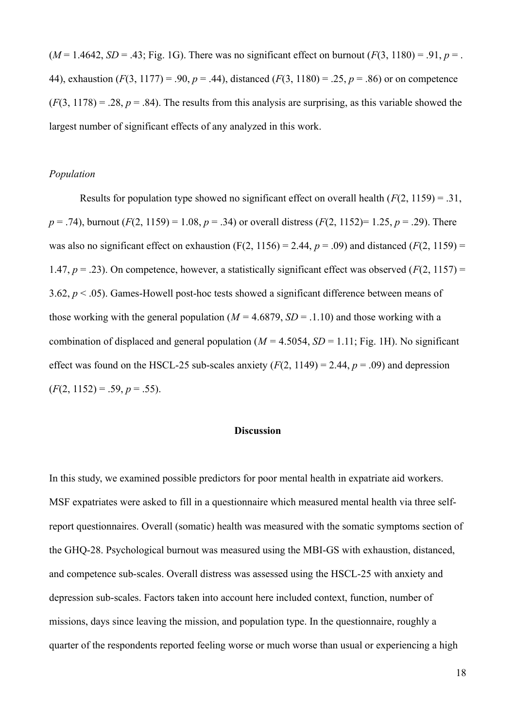($M$ = 1.4642, $SD$ = .43; Fig. 1G). There was no significant effect on burnout ($F(3, 1180) = .91$, $p$ = .44), exhaustion ($F(3, 1177) = .90$, $p = .44$), distanced ($F(3, 1180) = .25$, $p = .86$) or on competence ($F(3, 1178) = .28$, $p = .84$). The results from this analysis are surprising, as this variable showed the largest number of significant effects of any analyzed in this work.

*Population*

Results for population type showed no significant effect on overall health ($F(2, 1159) = .31$, $p = .74$), burnout ($F(2, 1159) = 1.08$, $p = .34$) or overall distress ($F(2, 1152) = 1.25$, $p = .29$). There was also no significant effect on exhaustion ($F(2, 1156) = 2.44$, $p = .09$) and distanced ($F(2, 1159) = 1.47$, $p = .23$). On competence, however, a statistically significant effect was observed ($F(2, 1157) = 3.62$, $p < .05$). Games-Howell post-hoc tests showed a significant difference between means of those working with the general population ($M$ = 4.6879, $SD$ = .1.10) and those working with a combination of displaced and general population ($M$ = 4.5054, $SD$ = 1.11; Fig. 1H). No significant effect was found on the HSCL-25 sub-scales anxiety ($F(2, 1149) = 2.44$, $p = .09$) and depression ($F(2, 1152) = .59$, $p = .55$).

## Discussion

In this study, we examined possible predictors for poor mental health in expatriate aid workers. MSF expatriates were asked to fill in a questionnaire which measured mental health via three self-report questionnaires. Overall (somatic) health was measured with the somatic symptoms section of the GHQ-28. Psychological burnout was measured using the MBI-GS with exhaustion, distanced, and competence sub-scales. Overall distress was assessed using the HSCL-25 with anxiety and depression sub-scales. Factors taken into account here included context, function, number of missions, days since leaving the mission, and population type. In the questionnaire, roughly a quarter of the respondents reported feeling worse or much worse than usual or experiencing a high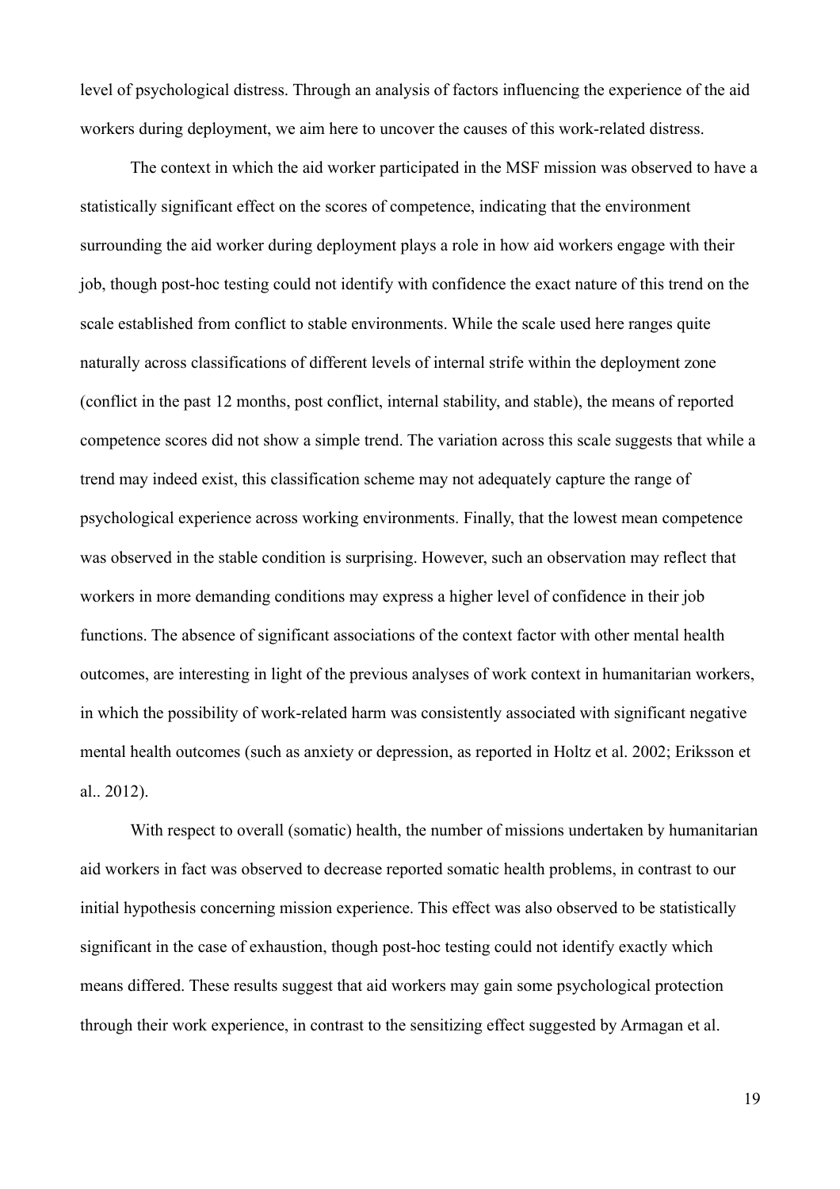level of psychological distress. Through an analysis of factors influencing the experience of the aid workers during deployment, we aim here to uncover the causes of this work-related distress.

The context in which the aid worker participated in the MSF mission was observed to have a statistically significant effect on the scores of competence, indicating that the environment surrounding the aid worker during deployment plays a role in how aid workers engage with their job, though post-hoc testing could not identify with confidence the exact nature of this trend on the scale established from conflict to stable environments. While the scale used here ranges quite naturally across classifications of different levels of internal strife within the deployment zone (conflict in the past 12 months, post conflict, internal stability, and stable), the means of reported competence scores did not show a simple trend. The variation across this scale suggests that while a trend may indeed exist, this classification scheme may not adequately capture the range of psychological experience across working environments. Finally, that the lowest mean competence was observed in the stable condition is surprising. However, such an observation may reflect that workers in more demanding conditions may express a higher level of confidence in their job functions. The absence of significant associations of the context factor with other mental health outcomes, are interesting in light of the previous analyses of work context in humanitarian workers, in which the possibility of work-related harm was consistently associated with significant negative mental health outcomes (such as anxiety or depression, as reported in Holtz et al. 2002; Eriksson et al.. 2012).

With respect to overall (somatic) health, the number of missions undertaken by humanitarian aid workers in fact was observed to decrease reported somatic health problems, in contrast to our initial hypothesis concerning mission experience. This effect was also observed to be statistically significant in the case of exhaustion, though post-hoc testing could not identify exactly which means differed. These results suggest that aid workers may gain some psychological protection through their work experience, in contrast to the sensitizing effect suggested by Armagan et al.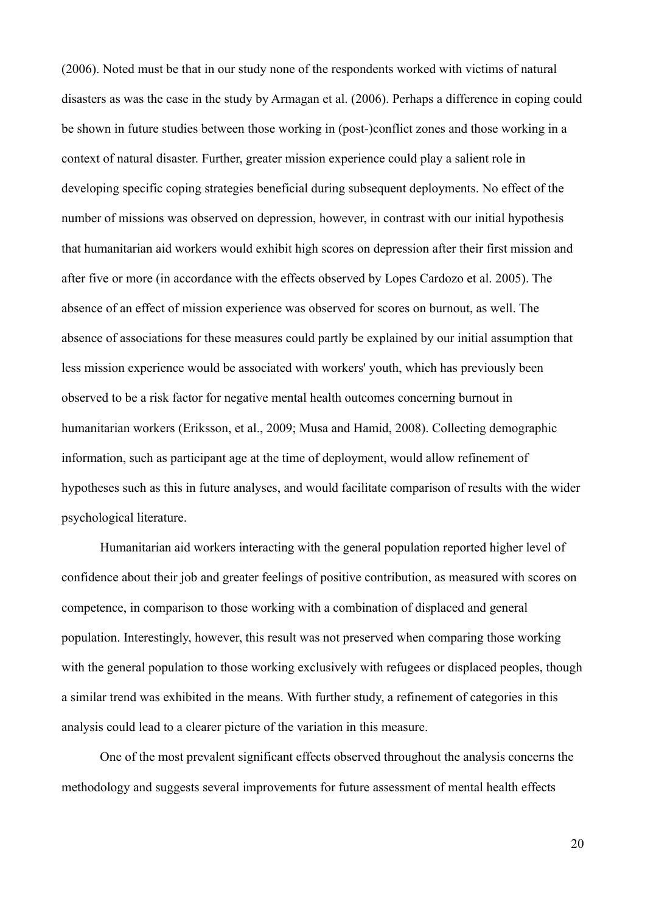(2006). Noted must be that in our study none of the respondents worked with victims of natural disasters as was the case in the study by Armagan et al. (2006). Perhaps a difference in coping could be shown in future studies between those working in (post-)conflict zones and those working in a context of natural disaster. Further, greater mission experience could play a salient role in developing specific coping strategies beneficial during subsequent deployments. No effect of the number of missions was observed on depression, however, in contrast with our initial hypothesis that humanitarian aid workers would exhibit high scores on depression after their first mission and after five or more (in accordance with the effects observed by Lopes Cardozo et al. 2005). The absence of an effect of mission experience was observed for scores on burnout, as well. The absence of associations for these measures could partly be explained by our initial assumption that less mission experience would be associated with workers' youth, which has previously been observed to be a risk factor for negative mental health outcomes concerning burnout in humanitarian workers (Eriksson, et al., 2009; Musa and Hamid, 2008). Collecting demographic information, such as participant age at the time of deployment, would allow refinement of hypotheses such as this in future analyses, and would facilitate comparison of results with the wider psychological literature.

Humanitarian aid workers interacting with the general population reported higher level of confidence about their job and greater feelings of positive contribution, as measured with scores on competence, in comparison to those working with a combination of displaced and general population. Interestingly, however, this result was not preserved when comparing those working with the general population to those working exclusively with refugees or displaced peoples, though a similar trend was exhibited in the means. With further study, a refinement of categories in this analysis could lead to a clearer picture of the variation in this measure.

One of the most prevalent significant effects observed throughout the analysis concerns the methodology and suggests several improvements for future assessment of mental health effects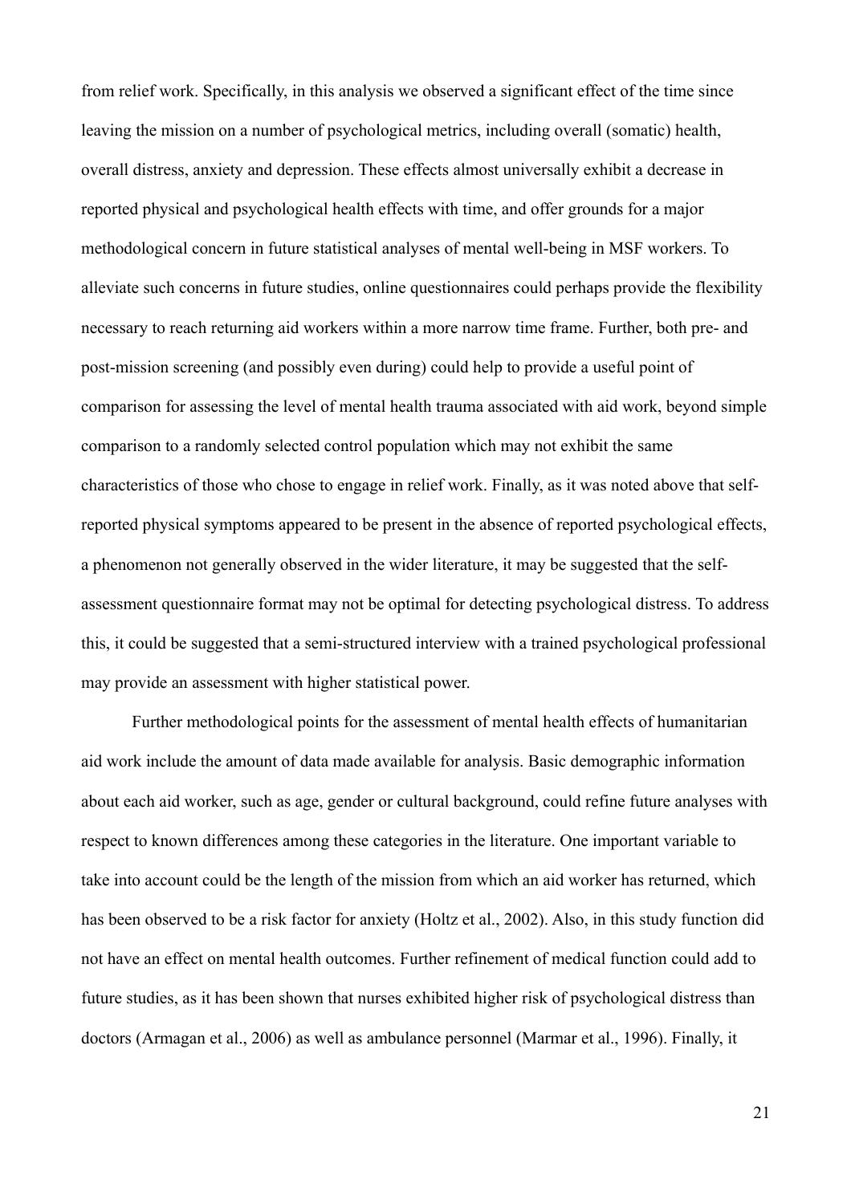from relief work. Specifically, in this analysis we observed a significant effect of the time since leaving the mission on a number of psychological metrics, including overall (somatic) health, overall distress, anxiety and depression. These effects almost universally exhibit a decrease in reported physical and psychological health effects with time, and offer grounds for a major methodological concern in future statistical analyses of mental well-being in MSF workers. To alleviate such concerns in future studies, online questionnaires could perhaps provide the flexibility necessary to reach returning aid workers within a more narrow time frame. Further, both pre- and post-mission screening (and possibly even during) could help to provide a useful point of comparison for assessing the level of mental health trauma associated with aid work, beyond simple comparison to a randomly selected control population which may not exhibit the same characteristics of those who chose to engage in relief work. Finally, as it was noted above that self-reported physical symptoms appeared to be present in the absence of reported psychological effects, a phenomenon not generally observed in the wider literature, it may be suggested that the self-assessment questionnaire format may not be optimal for detecting psychological distress. To address this, it could be suggested that a semi-structured interview with a trained psychological professional may provide an assessment with higher statistical power.

Further methodological points for the assessment of mental health effects of humanitarian aid work include the amount of data made available for analysis. Basic demographic information about each aid worker, such as age, gender or cultural background, could refine future analyses with respect to known differences among these categories in the literature. One important variable to take into account could be the length of the mission from which an aid worker has returned, which has been observed to be a risk factor for anxiety (Holtz et al., 2002). Also, in this study function did not have an effect on mental health outcomes. Further refinement of medical function could add to future studies, as it has been shown that nurses exhibited higher risk of psychological distress than doctors (Armagan et al., 2006) as well as ambulance personnel (Marmar et al., 1996). Finally, it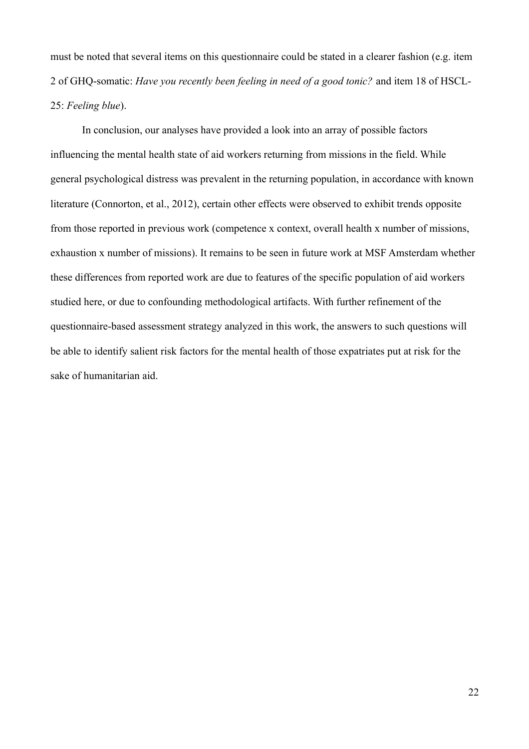must be noted that several items on this questionnaire could be stated in a clearer fashion (e.g. item 2 of GHQ-somatic: *Have you recently been feeling in need of a good tonic?* and item 18 of HSCL-25: *Feeling blue*).

In conclusion, our analyses have provided a look into an array of possible factors influencing the mental health state of aid workers returning from missions in the field. While general psychological distress was prevalent in the returning population, in accordance with known literature (Connorton, et al., 2012), certain other effects were observed to exhibit trends opposite from those reported in previous work (competence x context, overall health x number of missions, exhaustion x number of missions). It remains to be seen in future work at MSF Amsterdam whether these differences from reported work are due to features of the specific population of aid workers studied here, or due to confounding methodological artifacts. With further refinement of the questionnaire-based assessment strategy analyzed in this work, the answers to such questions will be able to identify salient risk factors for the mental health of those expatriates put at risk for the sake of humanitarian aid.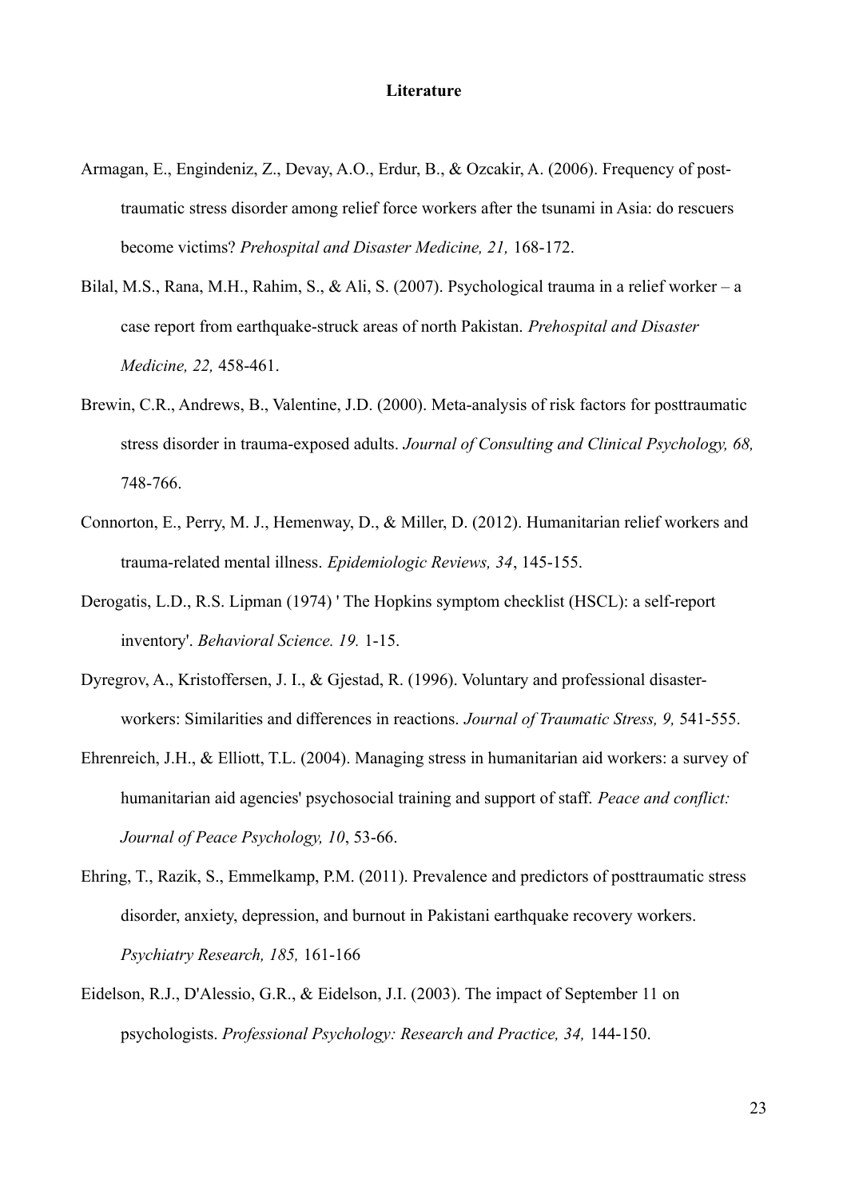**Literature**

Armagan, E., Engindeniz, Z., Devay, A.O., Erdur, B., & Ozcakir, A. (2006). Frequency of post-traumatic stress disorder among relief force workers after the tsunami in Asia: do rescuers become victims? *Prehospital and Disaster Medicine, 21,* 168-172.

Bilal, M.S., Rana, M.H., Rahim, S., & Ali, S. (2007). Psychological trauma in a relief worker – a case report from earthquake-struck areas of north Pakistan. *Prehospital and Disaster Medicine, 22,* 458-461.

Brewin, C.R., Andrews, B., Valentine, J.D. (2000). Meta-analysis of risk factors for posttraumatic stress disorder in trauma-exposed adults. *Journal of Consulting and Clinical Psychology, 68,* 748-766.

Connorton, E., Perry, M. J., Hemenway, D., & Miller, D. (2012). Humanitarian relief workers and trauma-related mental illness. *Epidemiologic Reviews, 34*, 145-155.

Derogatis, L.D., R.S. Lipman (1974) ' The Hopkins symptom checklist (HSCL): a self-report inventory'. *Behavioral Science. 19.* 1-15.

Dyregrov, A., Kristoffersen, J. I., & Gjestad, R. (1996). Voluntary and professional disaster-workers: Similarities and differences in reactions. *Journal of Traumatic Stress, 9,* 541-555.

Ehrenreich, J.H., & Elliott, T.L. (2004). Managing stress in humanitarian aid workers: a survey of humanitarian aid agencies' psychosocial training and support of staff. *Peace and conflict: Journal of Peace Psychology, 10*, 53-66.

Ehring, T., Razik, S., Emmelkamp, P.M. (2011). Prevalence and predictors of posttraumatic stress disorder, anxiety, depression, and burnout in Pakistani earthquake recovery workers. *Psychiatry Research, 185,* 161-166

Eidelson, R.J., D'Alessio, G.R., & Eidelson, J.I. (2003). The impact of September 11 on psychologists. *Professional Psychology: Research and Practice, 34,* 144-150.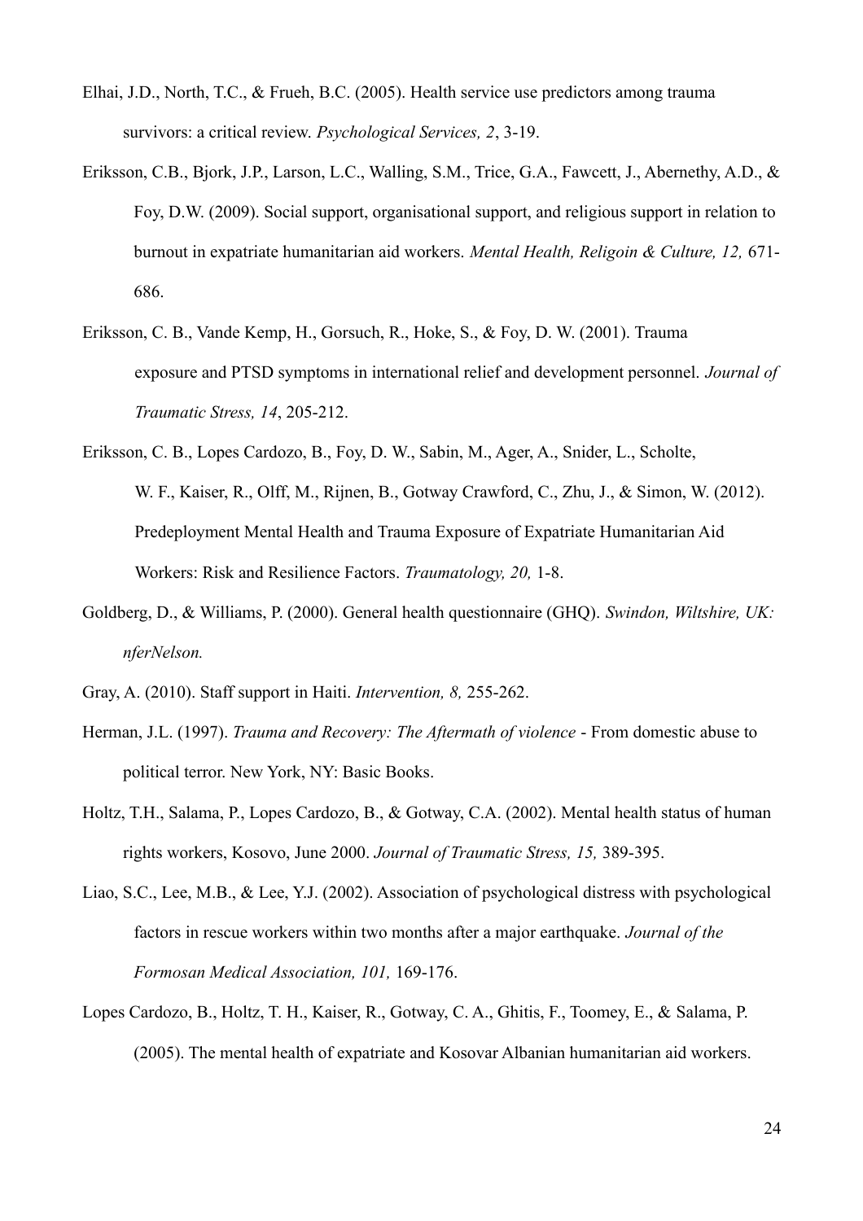Elhai, J.D., North, T.C., & Frueh, B.C. (2005). Health service use predictors among trauma survivors: a critical review. *Psychological Services, 2*, 3-19.

Eriksson, C.B., Bjork, J.P., Larson, L.C., Walling, S.M., Trice, G.A., Fawcett, J., Abernethy, A.D., & Foy, D.W. (2009). Social support, organisational support, and religious support in relation to burnout in expatriate humanitarian aid workers. *Mental Health, Religoin & Culture, 12,* 671-686.

Eriksson, C. B., Vande Kemp, H., Gorsuch, R., Hoke, S., & Foy, D. W. (2001). Trauma exposure and PTSD symptoms in international relief and development personnel. *Journal of Traumatic Stress, 14*, 205-212.

Eriksson, C. B., Lopes Cardozo, B., Foy, D. W., Sabin, M., Ager, A., Snider, L., Scholte, W. F., Kaiser, R., Olff, M., Rijnen, B., Gotway Crawford, C., Zhu, J., & Simon, W. (2012). Predeployment Mental Health and Trauma Exposure of Expatriate Humanitarian Aid Workers: Risk and Resilience Factors. *Traumatology, 20,* 1-8.

Goldberg, D., & Williams, P. (2000). General health questionnaire (GHQ). *Swindon, Wiltshire, UK: nferNelson.*

Gray, A. (2010). Staff support in Haiti. *Intervention, 8,* 255-262.

Herman, J.L. (1997). *Trauma and Recovery: The Aftermath of violence* - From domestic abuse to political terror. New York, NY: Basic Books.

Holtz, T.H., Salama, P., Lopes Cardozo, B., & Gotway, C.A. (2002). Mental health status of human rights workers, Kosovo, June 2000. *Journal of Traumatic Stress, 15,* 389-395.

Liao, S.C., Lee, M.B., & Lee, Y.J. (2002). Association of psychological distress with psychological factors in rescue workers within two months after a major earthquake. *Journal of the Formosan Medical Association, 101,* 169-176.

Lopes Cardozo, B., Holtz, T. H., Kaiser, R., Gotway, C. A., Ghitis, F., Toomey, E., & Salama, P. (2005). The mental health of expatriate and Kosovar Albanian humanitarian aid workers.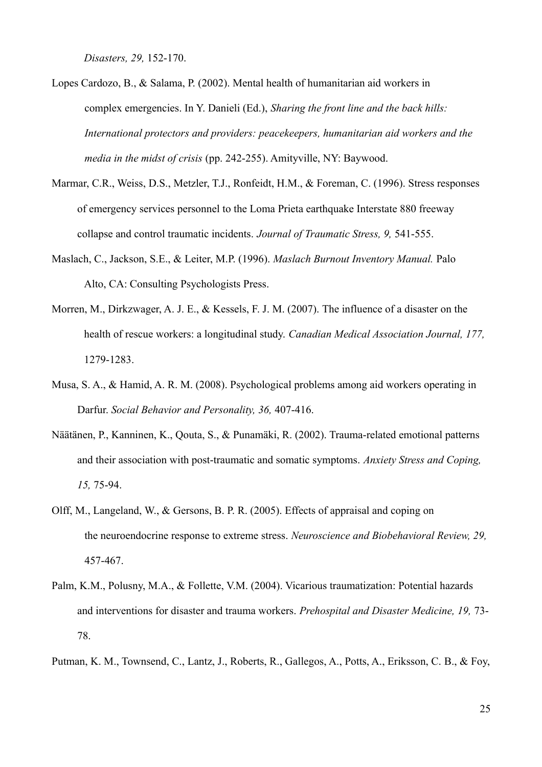*Disasters, 29,* 152-170.

Lopes Cardozo, B., & Salama, P. (2002). Mental health of humanitarian aid workers in complex emergencies. In Y. Danieli (Ed.), *Sharing the front line and the back hills: International protectors and providers: peacekeepers, humanitarian aid workers and the media in the midst of crisis* (pp. 242-255). Amityville, NY: Baywood.

Marmar, C.R., Weiss, D.S., Metzler, T.J., Ronfeidt, H.M., & Foreman, C. (1996). Stress responses of emergency services personnel to the Loma Prieta earthquake Interstate 880 freeway collapse and control traumatic incidents. *Journal of Traumatic Stress, 9,* 541-555.

Maslach, C., Jackson, S.E., & Leiter, M.P. (1996). *Maslach Burnout Inventory Manual.* Palo Alto, CA: Consulting Psychologists Press.

Morren, M., Dirkzwager, A. J. E., & Kessels, F. J. M. (2007). The influence of a disaster on the health of rescue workers: a longitudinal study. *Canadian Medical Association Journal, 177,* 1279-1283.

Musa, S. A., & Hamid, A. R. M. (2008). Psychological problems among aid workers operating in Darfur. *Social Behavior and Personality, 36,* 407-416.

Näätänen, P., Kanninen, K., Qouta, S., & Punamäki, R. (2002). Trauma-related emotional patterns and their association with post-traumatic and somatic symptoms. *Anxiety Stress and Coping, 15,* 75-94.

Olff, M., Langeland, W., & Gersons, B. P. R. (2005). Effects of appraisal and coping on the neuroendocrine response to extreme stress. *Neuroscience and Biobehavioral Review, 29,* 457-467.

Palm, K.M., Polusny, M.A., & Follette, V.M. (2004). Vicarious traumatization: Potential hazards and interventions for disaster and trauma workers. *Prehospital and Disaster Medicine, 19,* 73-78.

Putman, K. M., Townsend, C., Lantz, J., Roberts, R., Gallegos, A., Potts, A., Eriksson, C. B., & Foy,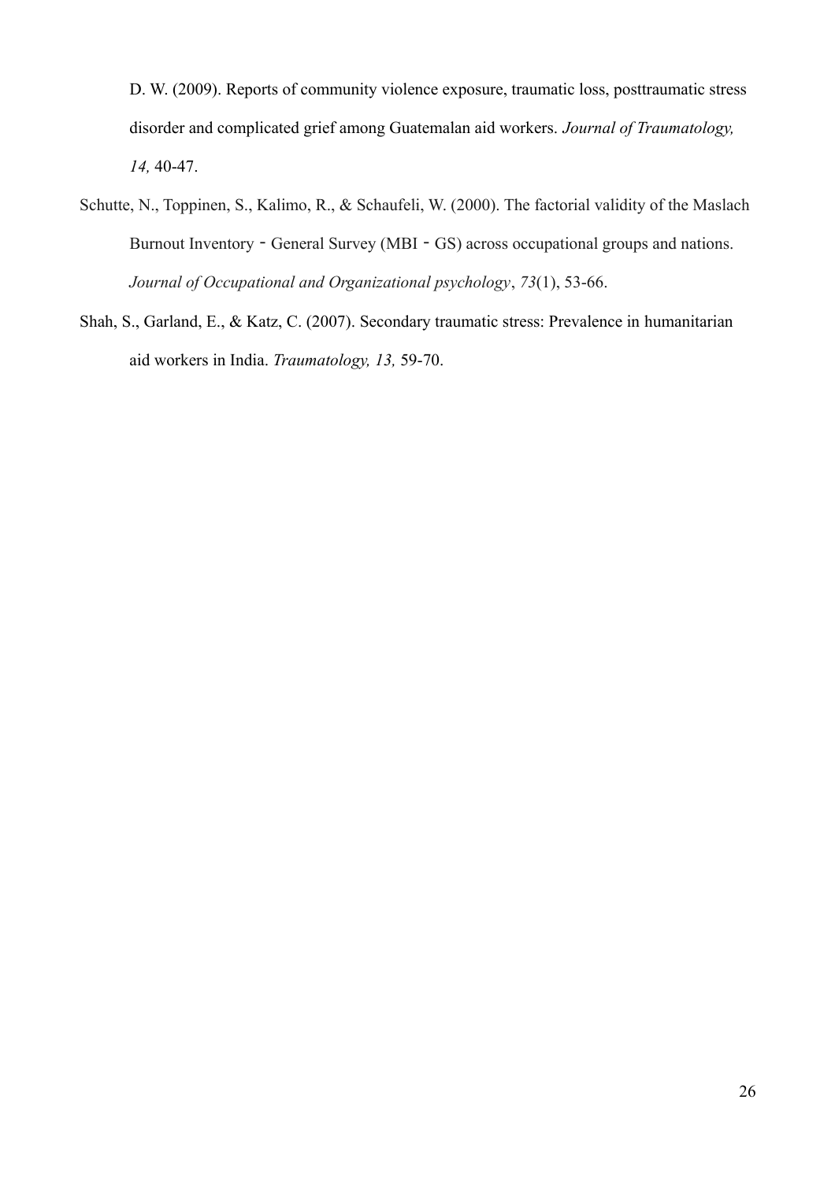D. W. (2009). Reports of community violence exposure, traumatic loss, posttraumatic stress disorder and complicated grief among Guatemalan aid workers. *Journal of Traumatology, 14,* 40-47.

Schutte, N., Toppinen, S., Kalimo, R., & Schaufeli, W. (2000). The factorial validity of the Maslach Burnout Inventory‐General Survey (MBI‐GS) across occupational groups and nations. *Journal of Occupational and Organizational psychology*, *73*(1), 53-66.

Shah, S., Garland, E., & Katz, C. (2007). Secondary traumatic stress: Prevalence in humanitarian aid workers in India. *Traumatology, 13,* 59-70.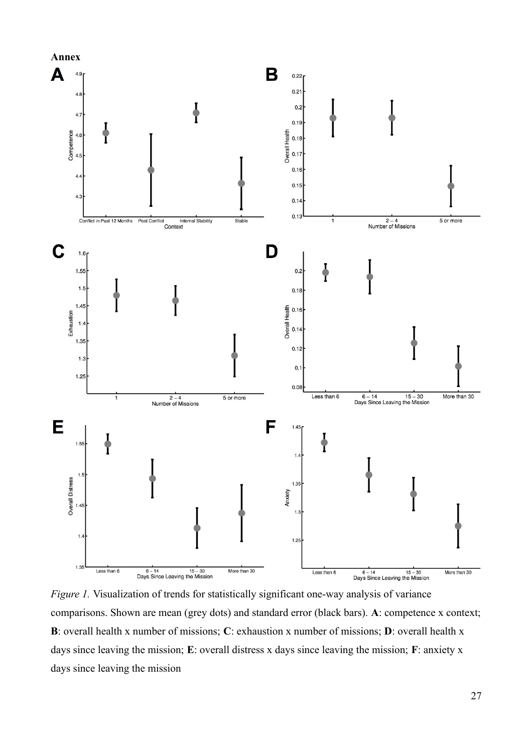**Annex**

*Figure 1.* Visualization of trends for statistically significant one-way analysis of variance comparisons. Shown are mean (grey dots) and standard error (black bars). **A**: competence x context; **B**: overall health x number of missions; **C**: exhaustion x number of missions; **D**: overall health x days since leaving the mission; **E**: overall distress x days since leaving the mission; **F**: anxiety x days since leaving the mission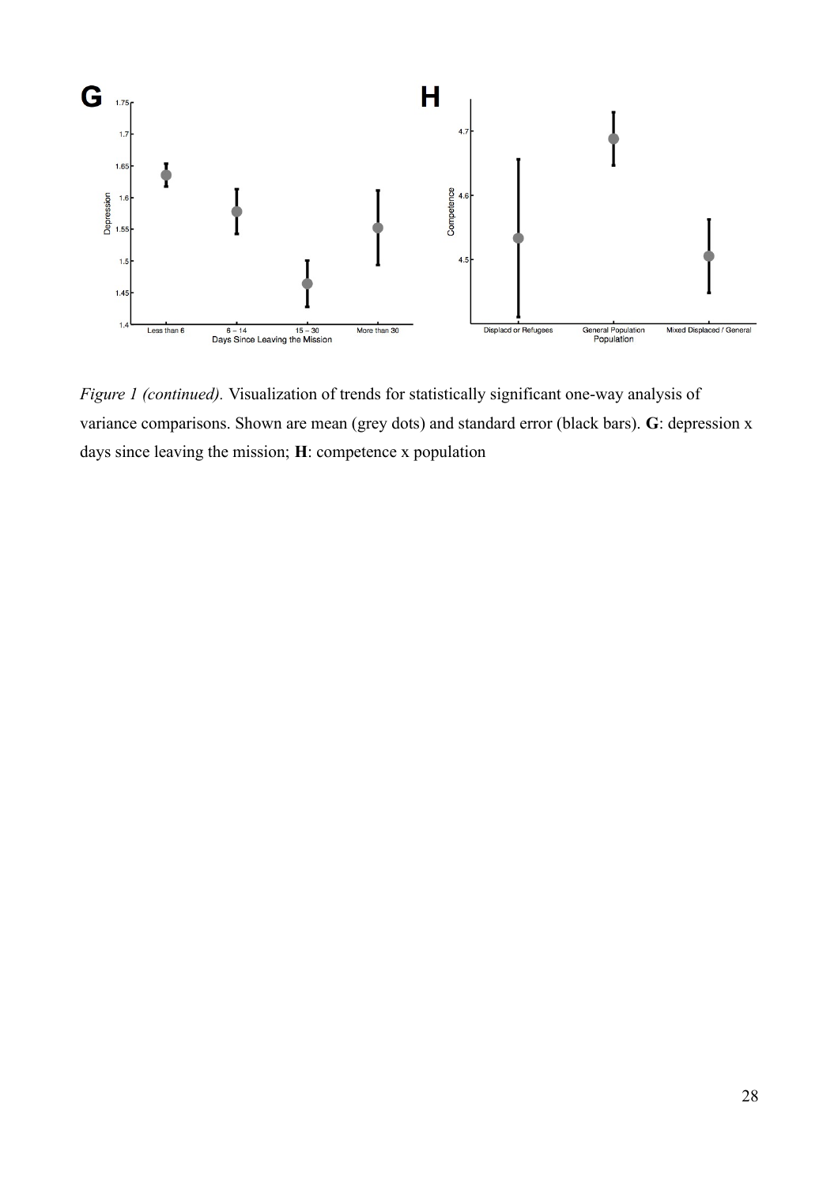G

1.75
1.7
1.65
1.6
1.55
1.5
1.45
1.4

Depression

Less than 6
6 – 14
15 – 30
More than 30

Days Since Leaving the Mission

H

4.7
4.6
4.5

Competence

Displacd or Refugees
General Population
Mixed Displaced / General

Population

*Figure 1 (continued).* Visualization of trends for statistically significant one-way analysis of variance comparisons. Shown are mean (grey dots) and standard error (black bars). **G**: depression x days since leaving the mission; **H**: competence x population